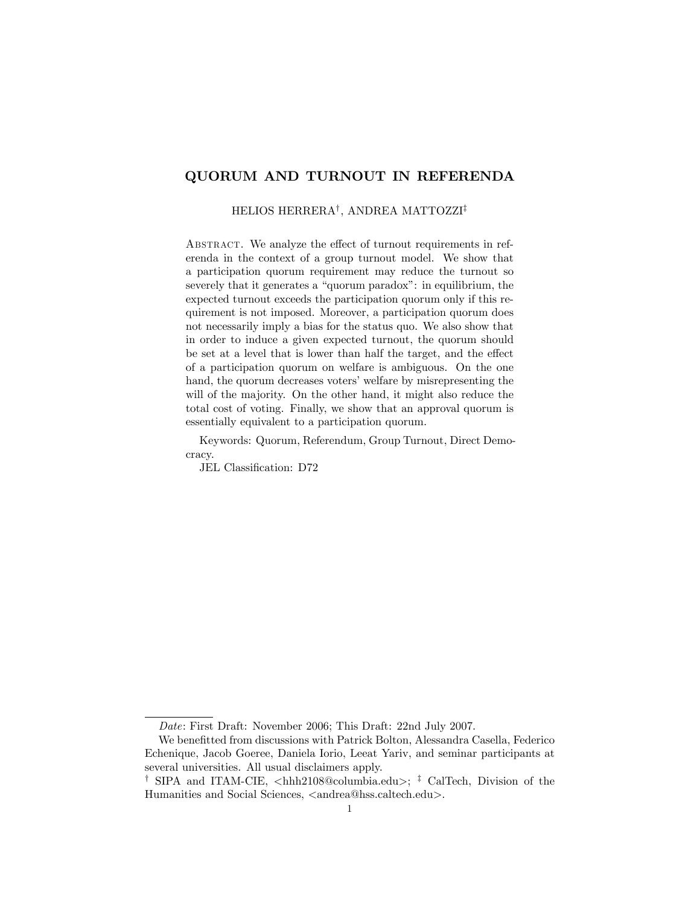# QUORUM AND TURNOUT IN REFERENDA

HELIOS HERRERA[†], ANDREA MATTOZZI[‡]

Abstract. We analyze the effect of turnout requirements in referenda in the context of a group turnout model. We show that a participation quorum requirement may reduce the turnout so severely that it generates a "quorum paradox": in equilibrium, the expected turnout exceeds the participation quorum only if this requirement is not imposed. Moreover, a participation quorum does not necessarily imply a bias for the status quo. We also show that in order to induce a given expected turnout, the quorum should be set at a level that is lower than half the target, and the effect of a participation quorum on welfare is ambiguous. On the one hand, the quorum decreases voters' welfare by misrepresenting the will of the majority. On the other hand, it might also reduce the total cost of voting. Finally, we show that an approval quorum is essentially equivalent to a participation quorum.

Keywords: Quorum, Referendum, Group Turnout, Direct Democracy.

JEL Classification: D72

---

*Date*: First Draft: November 2006; This Draft: 22nd July 2007.

We benefitted from discussions with Patrick Bolton, Alessandra Casella, Federico Echenique, Jacob Goeree, Daniela Iorio, Leeat Yariv, and seminar participants at several universities. All usual disclaimers apply.

[†] SIPA and ITAM-CIE, <hhh2108@columbia.edu>; [‡] CalTech, Division of the Humanities and Social Sciences, <andrea@hss.caltech.edu>.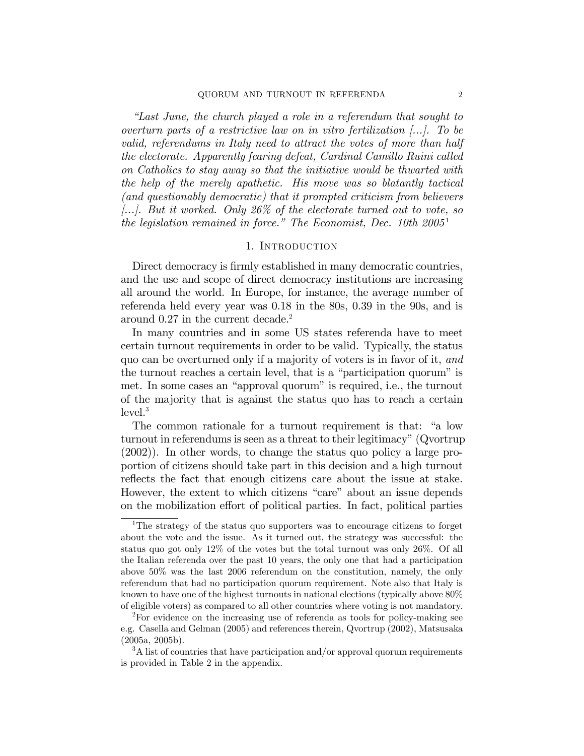*"Last June, the church played a role in a referendum that sought to overturn parts of a restrictive law on in vitro fertilization [...]. To be valid, referendums in Italy need to attract the votes of more than half the electorate. Apparently fearing defeat, Cardinal Camillo Ruini called on Catholics to stay away so that the initiative would be thwarted with the help of the merely apathetic. His move was so blatantly tactical (and questionably democratic) that it prompted criticism from believers [...]. But it worked. Only 26% of the electorate turned out to vote, so the legislation remained in force." The Economist, Dec. 10th 2005*[1]

## 1. Introduction

Direct democracy is firmly established in many democratic countries, and the use and scope of direct democracy institutions are increasing all around the world. In Europe, for instance, the average number of referenda held every year was 0.18 in the 80s, 0.39 in the 90s, and is around 0.27 in the current decade.[2]

In many countries and in some US states referenda have to meet certain turnout requirements in order to be valid. Typically, the status quo can be overturned only if a majority of voters is in favor of it, *and* the turnout reaches a certain level, that is a "participation quorum" is met. In some cases an "approval quorum" is required, i.e., the turnout of the majority that is against the status quo has to reach a certain level.[3]

The common rationale for a turnout requirement is that: "a low turnout in referendums is seen as a threat to their legitimacy" (Qvortrup (2002)). In other words, to change the status quo policy a large proportion of citizens should take part in this decision and a high turnout reflects the fact that enough citizens care about the issue at stake. However, the extent to which citizens "care" about an issue depends on the mobilization effort of political parties. In fact, political parties

[1] The strategy of the status quo supporters was to encourage citizens to forget about the vote and the issue. As it turned out, the strategy was successful: the status quo got only 12% of the votes but the total turnout was only 26%. Of all the Italian referenda over the past 10 years, the only one that had a participation above 50% was the last 2006 referendum on the constitution, namely, the only referendum that had no participation quorum requirement. Note also that Italy is known to have one of the highest turnouts in national elections (typically above 80% of eligible voters) as compared to all other countries where voting is not mandatory.

[2] For evidence on the increasing use of referenda as tools for policy-making see e.g. Casella and Gelman (2005) and references therein, Qvortrup (2002), Matsusaka (2005a, 2005b).

[3] A list of countries that have participation and/or approval quorum requirements is provided in Table 2 in the appendix.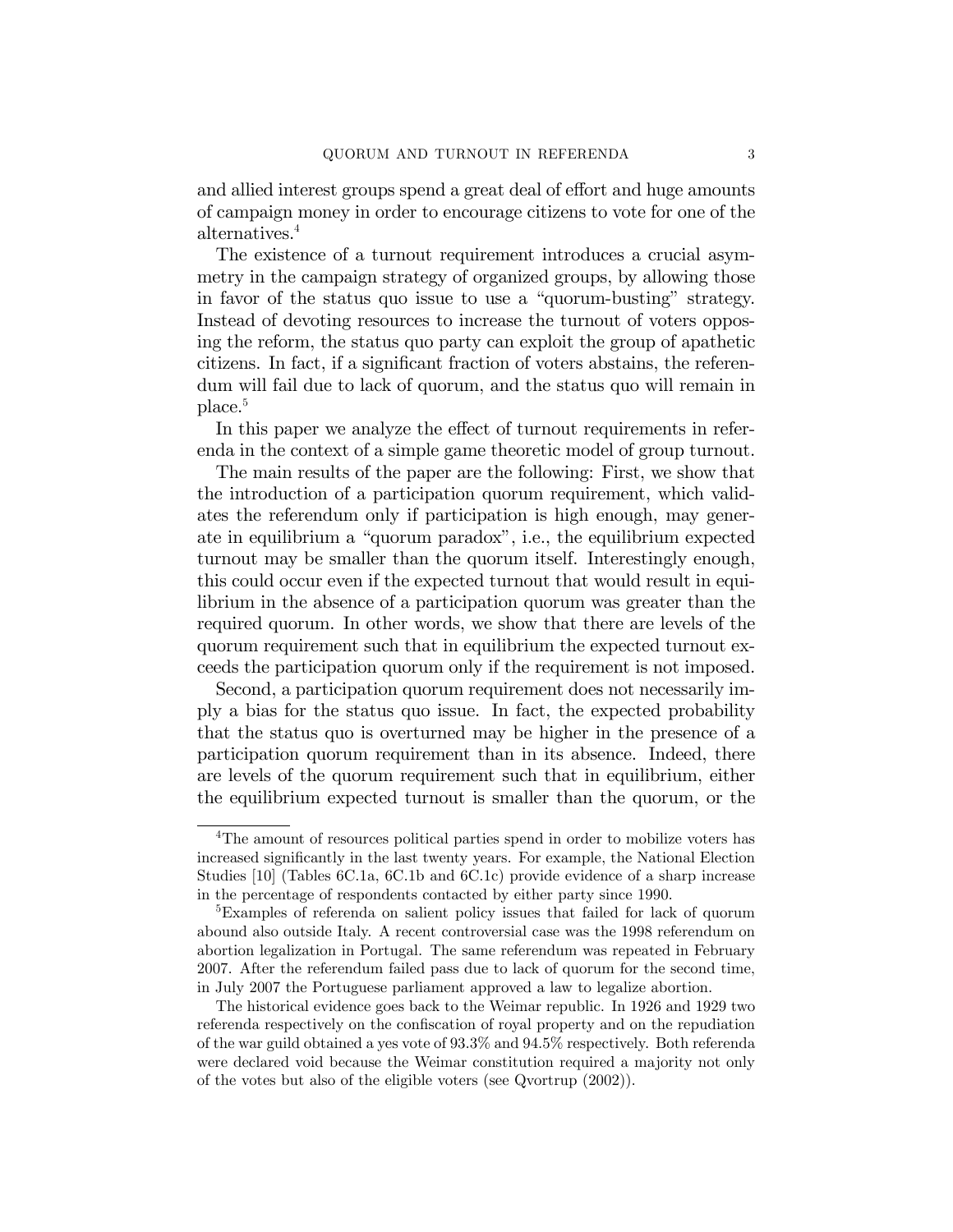and allied interest groups spend a great deal of effort and huge amounts of campaign money in order to encourage citizens to vote for one of the alternatives.[4]

The existence of a turnout requirement introduces a crucial asymmetry in the campaign strategy of organized groups, by allowing those in favor of the status quo issue to use a "quorum-busting" strategy. Instead of devoting resources to increase the turnout of voters opposing the reform, the status quo party can exploit the group of apathetic citizens. In fact, if a significant fraction of voters abstains, the referendum will fail due to lack of quorum, and the status quo will remain in place.[5]

In this paper we analyze the effect of turnout requirements in referenda in the context of a simple game theoretic model of group turnout.

The main results of the paper are the following: First, we show that the introduction of a participation quorum requirement, which validates the referendum only if participation is high enough, may generate in equilibrium a "quorum paradox", i.e., the equilibrium expected turnout may be smaller than the quorum itself. Interestingly enough, this could occur even if the expected turnout that would result in equilibrium in the absence of a participation quorum was greater than the required quorum. In other words, we show that there are levels of the quorum requirement such that in equilibrium the expected turnout exceeds the participation quorum only if the requirement is not imposed.

Second, a participation quorum requirement does not necessarily imply a bias for the status quo issue. In fact, the expected probability that the status quo is overturned may be higher in the presence of a participation quorum requirement than in its absence. Indeed, there are levels of the quorum requirement such that in equilibrium, either the equilibrium expected turnout is smaller than the quorum, or the

---

[4] The amount of resources political parties spend in order to mobilize voters has increased significantly in the last twenty years. For example, the National Election Studies [10] (Tables 6C.1a, 6C.1b and 6C.1c) provide evidence of a sharp increase in the percentage of respondents contacted by either party since 1990.

[5] Examples of referenda on salient policy issues that failed for lack of quorum abound also outside Italy. A recent controversial case was the 1998 referendum on abortion legalization in Portugal. The same referendum was repeated in February 2007. After the referendum failed pass due to lack of quorum for the second time, in July 2007 the Portuguese parliament approved a law to legalize abortion.

The historical evidence goes back to the Weimar republic. In 1926 and 1929 two referenda respectively on the confiscation of royal property and on the repudiation of the war guild obtained a yes vote of 93.3% and 94.5% respectively. Both referenda were declared void because the Weimar constitution required a majority not only of the votes but also of the eligible voters (see Qvortrup (2002)).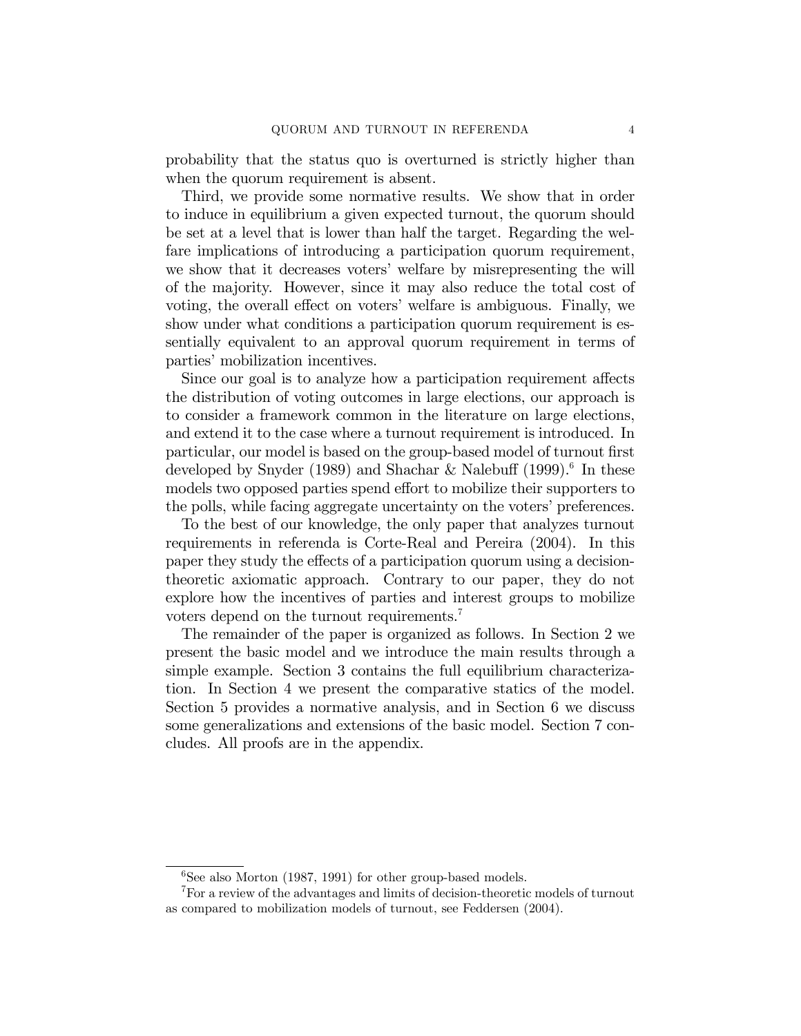probability that the status quo is overturned is strictly higher than when the quorum requirement is absent.

Third, we provide some normative results. We show that in order to induce in equilibrium a given expected turnout, the quorum should be set at a level that is lower than half the target. Regarding the welfare implications of introducing a participation quorum requirement, we show that it decreases voters' welfare by misrepresenting the will of the majority. However, since it may also reduce the total cost of voting, the overall effect on voters' welfare is ambiguous. Finally, we show under what conditions a participation quorum requirement is essentially equivalent to an approval quorum requirement in terms of parties' mobilization incentives.

Since our goal is to analyze how a participation requirement affects the distribution of voting outcomes in large elections, our approach is to consider a framework common in the literature on large elections, and extend it to the case where a turnout requirement is introduced. In particular, our model is based on the group-based model of turnout first developed by Snyder (1989) and Shachar & Nalebuff (1999).[6] In these models two opposed parties spend effort to mobilize their supporters to the polls, while facing aggregate uncertainty on the voters' preferences.

To the best of our knowledge, the only paper that analyzes turnout requirements in referenda is Corte-Real and Pereira (2004). In this paper they study the effects of a participation quorum using a decision-theoretic axiomatic approach. Contrary to our paper, they do not explore how the incentives of parties and interest groups to mobilize voters depend on the turnout requirements.[7]

The remainder of the paper is organized as follows. In Section 2 we present the basic model and we introduce the main results through a simple example. Section 3 contains the full equilibrium characterization. In Section 4 we present the comparative statics of the model. Section 5 provides a normative analysis, and in Section 6 we discuss some generalizations and extensions of the basic model. Section 7 concludes. All proofs are in the appendix.

---

[6] See also Morton (1987, 1991) for other group-based models.

[7] For a review of the advantages and limits of decision-theoretic models of turnout as compared to mobilization models of turnout, see Feddersen (2004).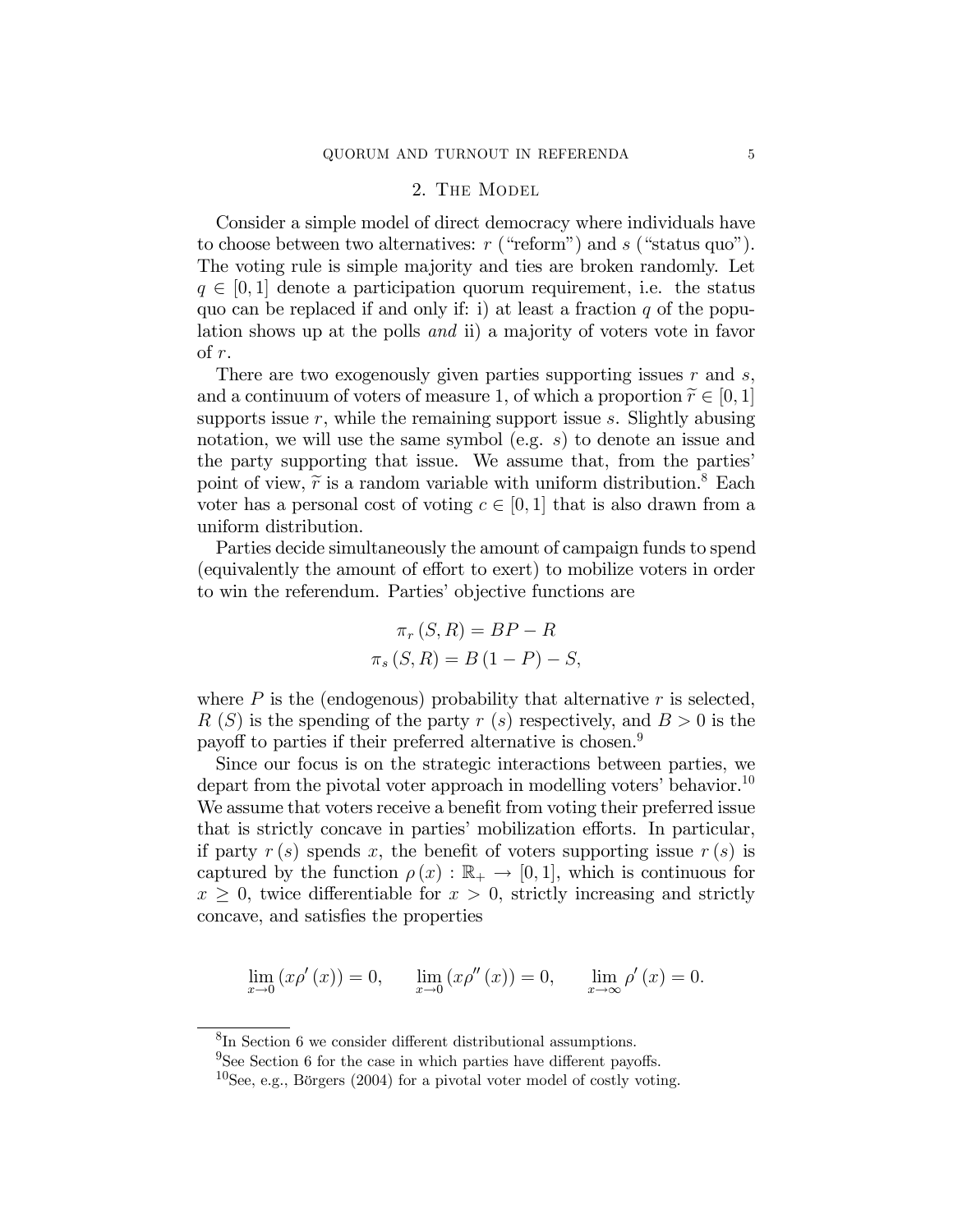## 2. The Model

Consider a simple model of direct democracy where individuals have to choose between two alternatives: $r$ ("reform") and $s$ ("status quo"). The voting rule is simple majority and ties are broken randomly. Let $q \in [0,1]$ denote a participation quorum requirement, i.e. the status quo can be replaced if and only if: i) at least a fraction $q$ of the population shows up at the polls *and* ii) a majority of voters vote in favor of $r$.

There are two exogenously given parties supporting issues $r$ and $s$, and a continuum of voters of measure 1, of which a proportion $\widetilde{r} \in [0,1]$ supports issue $r$, while the remaining support issue $s$. Slightly abusing notation, we will use the same symbol (e.g. $s$) to denote an issue and the party supporting that issue. We assume that, from the parties' point of view, $\widetilde{r}$ is a random variable with uniform distribution.[8] Each voter has a personal cost of voting $c \in [0,1]$ that is also drawn from a uniform distribution.

Parties decide simultaneously the amount of campaign funds to spend (equivalently the amount of effort to exert) to mobilize voters in order to win the referendum. Parties' objective functions are

$$\pi_r(S,R) = BP - R$$
$$\pi_s(S,R) = B(1-P) - S,$$

where $P$ is the (endogenous) probability that alternative $r$ is selected, $R$ ($S$) is the spending of the party $r$ ($s$) respectively, and $B > 0$ is the payoff to parties if their preferred alternative is chosen.[9]

Since our focus is on the strategic interactions between parties, we depart from the pivotal voter approach in modelling voters' behavior.[10] We assume that voters receive a benefit from voting their preferred issue that is strictly concave in parties' mobilization efforts. In particular, if party $r$ ($s$) spends $x$, the benefit of voters supporting issue $r$ ($s$) is captured by the function $\rho(x) : \mathbb{R}_+ \to [0,1]$, which is continuous for $x \geq 0$, twice differentiable for $x > 0$, strictly increasing and strictly concave, and satisfies the properties

$$\lim_{x \to 0} (x\rho'(x)) = 0, \qquad \lim_{x \to 0} (x\rho''(x)) = 0, \qquad \lim_{x \to \infty} \rho'(x) = 0.$$

---

[8] In Section 6 we consider different distributional assumptions.

[9] See Section 6 for the case in which parties have different payoffs.

[10] See, e.g., Börgers (2004) for a pivotal voter model of costly voting.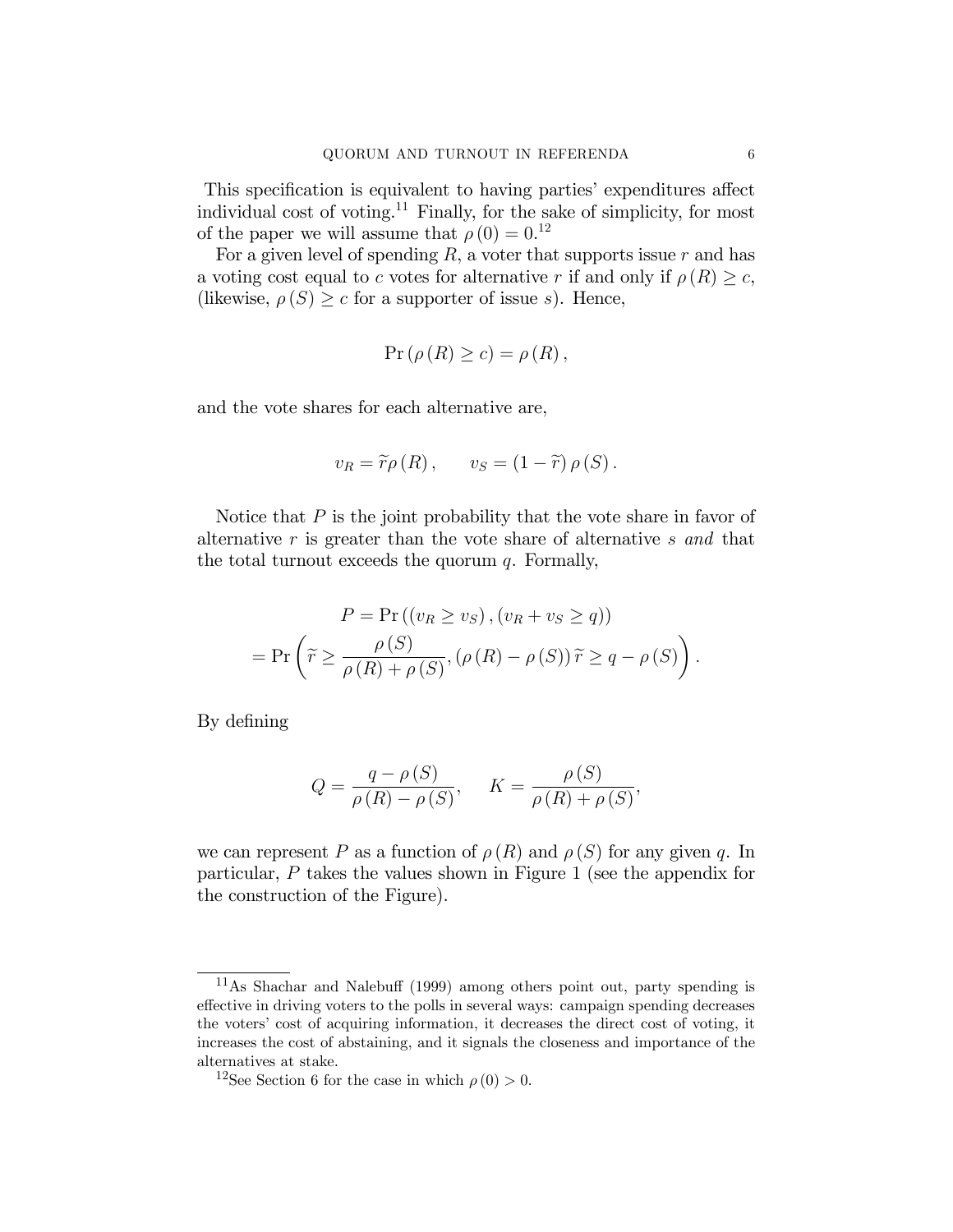This specification is equivalent to having parties' expenditures affect individual cost of voting.[11] Finally, for the sake of simplicity, for most of the paper we will assume that $\rho(0) = 0$.[12]

For a given level of spending $R$, a voter that supports issue $r$ and has a voting cost equal to $c$ votes for alternative $r$ if and only if $\rho(R) \geq c$, (likewise, $\rho(S) \geq c$ for a supporter of issue $s$). Hence,

$$\Pr(\rho(R) \geq c) = \rho(R),$$

and the vote shares for each alternative are,

$$v_R = \widetilde{r}\rho(R), \qquad v_S = (1 - \widetilde{r})\rho(S).$$

Notice that $P$ is the joint probability that the vote share in favor of alternative $r$ is greater than the vote share of alternative $s$ *and* that the total turnout exceeds the quorum $q$. Formally,

$$P = \Pr((v_R \geq v_S), (v_R + v_S \geq q))$$
$$= \Pr\left(\widetilde{r} \geq \frac{\rho(S)}{\rho(R) + \rho(S)}, (\rho(R) - \rho(S))\widetilde{r} \geq q - \rho(S)\right).$$

By defining

$$Q = \frac{q - \rho(S)}{\rho(R) - \rho(S)}, \qquad K = \frac{\rho(S)}{\rho(R) + \rho(S)},$$

we can represent $P$ as a function of $\rho(R)$ and $\rho(S)$ for any given $q$. In particular, $P$ takes the values shown in Figure 1 (see the appendix for the construction of the Figure).

---

[11] As Shachar and Nalebuff (1999) among others point out, party spending is effective in driving voters to the polls in several ways: campaign spending decreases the voters' cost of acquiring information, it decreases the direct cost of voting, it increases the cost of abstaining, and it signals the closeness and importance of the alternatives at stake.

[12] See Section 6 for the case in which $\rho(0) > 0$.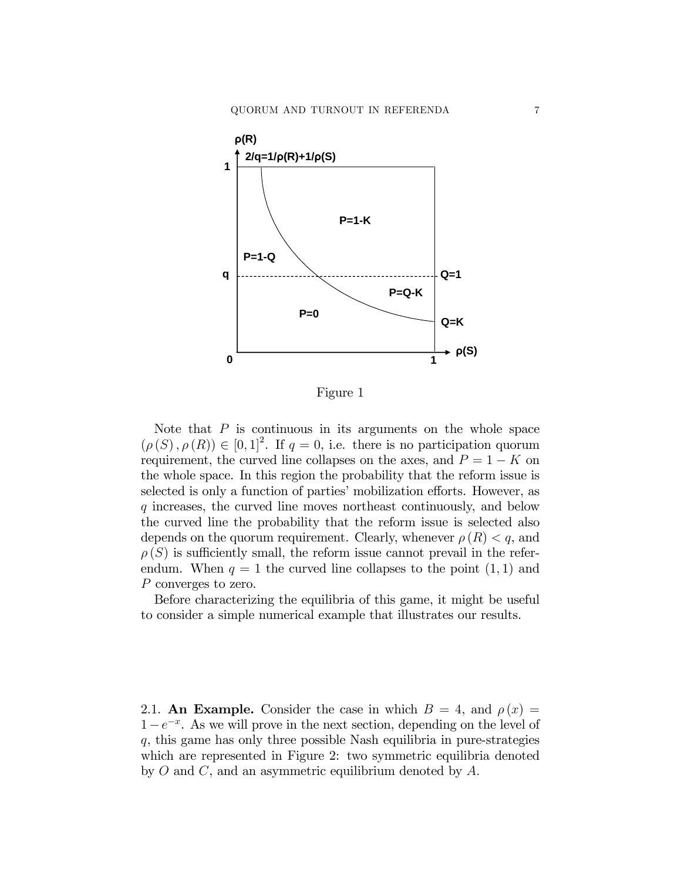ρ(R)

2/q=1/ρ(R)+1/ρ(S)

1

P=1-K

P=1-Q

q

Q=1

P=Q-K

P=0

Q=K

0

1

ρ(S)

Figure 1

Note that $P$ is continuous in its arguments on the whole space $(\rho(S), \rho(R)) \in [0,1]^2$. If $q = 0$, i.e. there is no participation quorum requirement, the curved line collapses on the axes, and $P = 1 - K$ on the whole space. In this region the probability that the reform issue is selected is only a function of parties' mobilization efforts. However, as $q$ increases, the curved line moves northeast continuously, and below the curved line the probability that the reform issue is selected also depends on the quorum requirement. Clearly, whenever $\rho(R) < q$, and $\rho(S)$ is sufficiently small, the reform issue cannot prevail in the referendum. When $q = 1$ the curved line collapses to the point $(1, 1)$ and $P$ converges to zero.

Before characterizing the equilibria of this game, it might be useful to consider a simple numerical example that illustrates our results.

2.1. **An Example.** Consider the case in which $B = 4$, and $\rho(x) = 1 - e^{-x}$. As we will prove in the next section, depending on the level of $q$, this game has only three possible Nash equilibria in pure-strategies which are represented in Figure 2: two symmetric equilibria denoted by $O$ and $C$, and an asymmetric equilibrium denoted by $A$.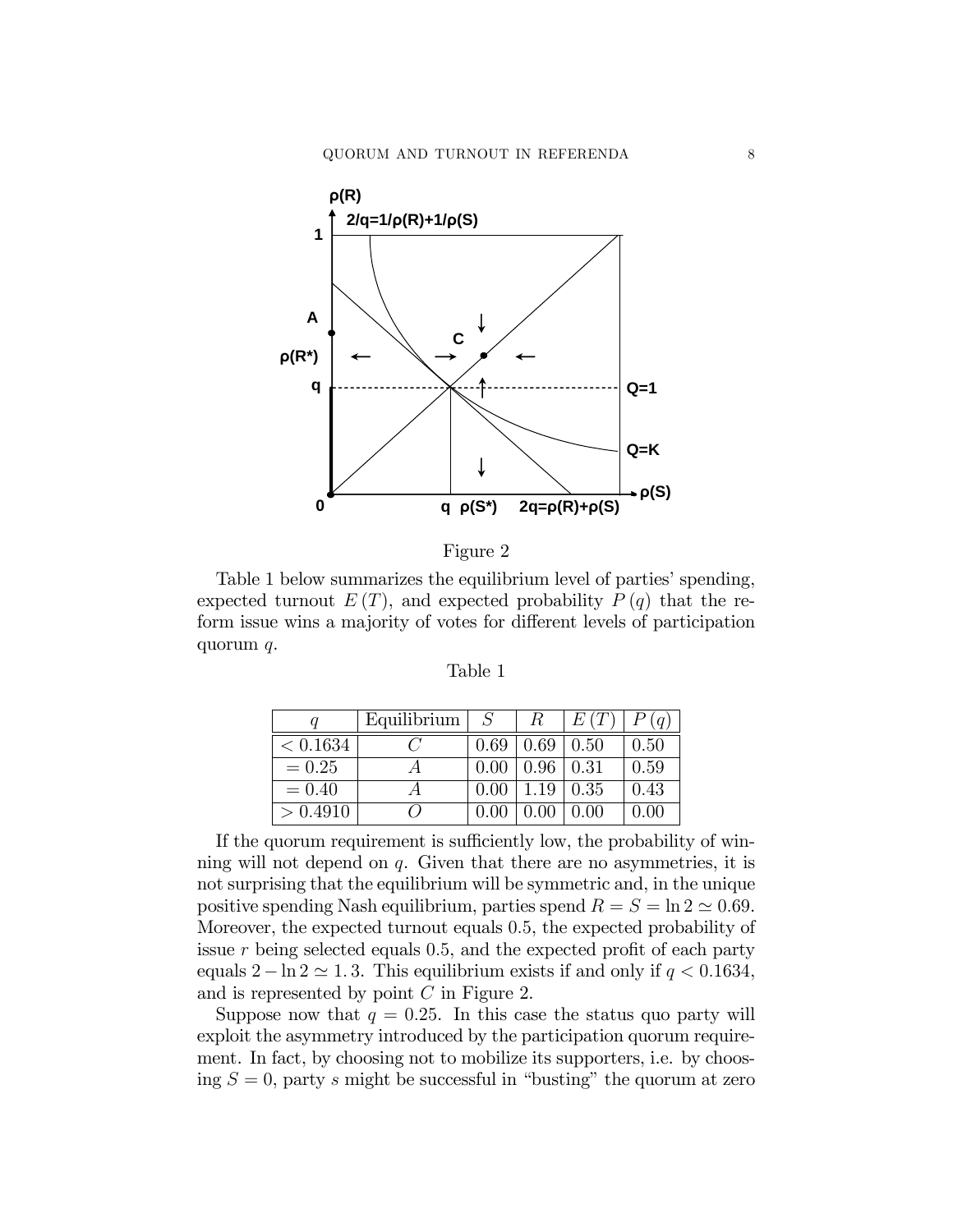ρ(R)

2/q=1/ρ(R)+1/ρ(S)

1

A

C

ρ(R*)

q

Q=1

Q=K

0

q ρ(S*) 2q=ρ(R)+ρ(S)

ρ(S)

Figure 2

Table 1 below summarizes the equilibrium level of parties' spending, expected turnout $E(T)$, and expected probability $P(q)$ that the reform issue wins a majority of votes for different levels of participation quorum $q$.

Table 1

| $q$ | Equilibrium | $S$ | $R$ | $E(T)$ | $P(q)$ |
|---|---|---|---|---|---|
| $< 0.1634$ | $C$ | 0.69 | 0.69 | 0.50 | 0.50 |
| $= 0.25$ | $A$ | 0.00 | 0.96 | 0.31 | 0.59 |
| $= 0.40$ | $A$ | 0.00 | 1.19 | 0.35 | 0.43 |
| $> 0.4910$ | $O$ | 0.00 | 0.00 | 0.00 | 0.00 |

If the quorum requirement is sufficiently low, the probability of winning will not depend on $q$. Given that there are no asymmetries, it is not surprising that the equilibrium will be symmetric and, in the unique positive spending Nash equilibrium, parties spend $R = S = \ln 2 \simeq 0.69$. Moreover, the expected turnout equals 0.5, the expected probability of issue $r$ being selected equals 0.5, and the expected profit of each party equals $2 - \ln 2 \simeq 1.3$. This equilibrium exists if and only if $q < 0.1634$, and is represented by point $C$ in Figure 2.

Suppose now that $q = 0.25$. In this case the status quo party will exploit the asymmetry introduced by the participation quorum requirement. In fact, by choosing not to mobilize its supporters, i.e. by choosing $S = 0$, party $s$ might be successful in "busting" the quorum at zero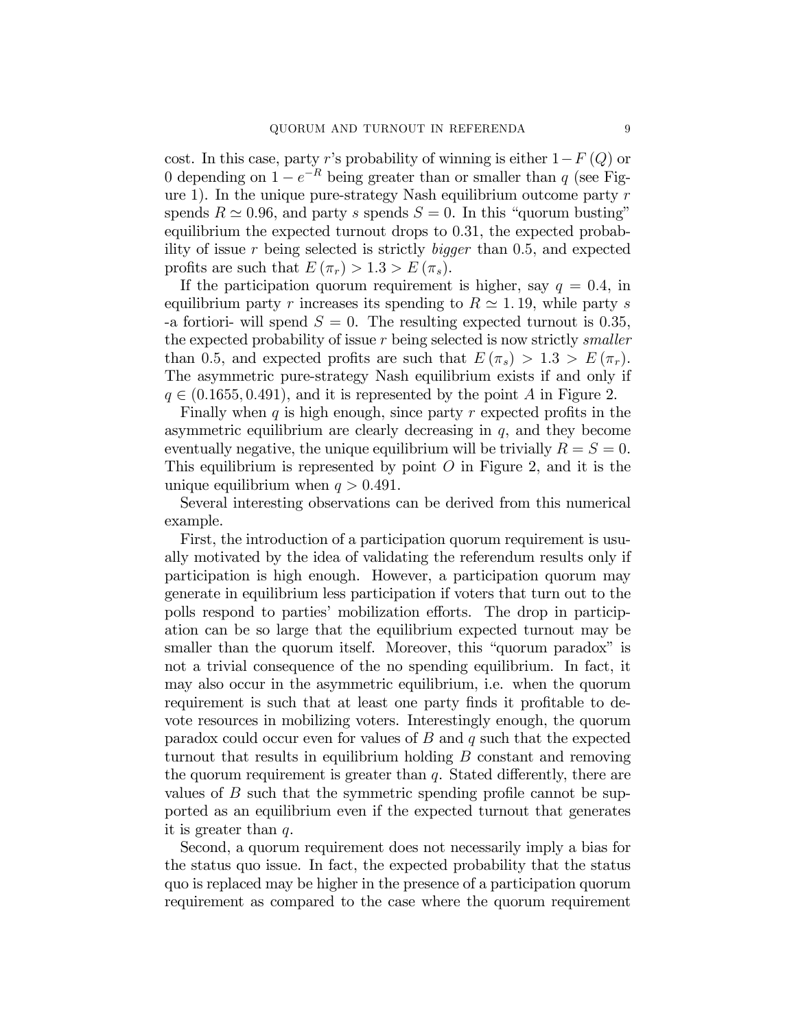cost. In this case, party $r$'s probability of winning is either $1-F(Q)$ or 0 depending on $1-e^{-R}$ being greater than or smaller than $q$ (see Figure 1). In the unique pure-strategy Nash equilibrium outcome party $r$ spends $R \simeq 0.96$, and party $s$ spends $S=0$. In this "quorum busting" equilibrium the expected turnout drops to 0.31, the expected probability of issue $r$ being selected is strictly *bigger* than 0.5, and expected profits are such that $E(\pi_r) > 1.3 > E(\pi_s)$.

If the participation quorum requirement is higher, say $q=0.4$, in equilibrium party $r$ increases its spending to $R \simeq 1.19$, while party $s$ -a fortiori- will spend $S=0$. The resulting expected turnout is 0.35, the expected probability of issue $r$ being selected is now strictly *smaller* than 0.5, and expected profits are such that $E(\pi_s) > 1.3 > E(\pi_r)$. The asymmetric pure-strategy Nash equilibrium exists if and only if $q \in (0.1655, 0.491)$, and it is represented by the point $A$ in Figure 2.

Finally when $q$ is high enough, since party $r$ expected profits in the asymmetric equilibrium are clearly decreasing in $q$, and they become eventually negative, the unique equilibrium will be trivially $R=S=0$. This equilibrium is represented by point $O$ in Figure 2, and it is the unique equilibrium when $q > 0.491$.

Several interesting observations can be derived from this numerical example.

First, the introduction of a participation quorum requirement is usually motivated by the idea of validating the referendum results only if participation is high enough. However, a participation quorum may generate in equilibrium less participation if voters that turn out to the polls respond to parties' mobilization efforts. The drop in participation can be so large that the equilibrium expected turnout may be smaller than the quorum itself. Moreover, this "quorum paradox" is not a trivial consequence of the no spending equilibrium. In fact, it may also occur in the asymmetric equilibrium, i.e. when the quorum requirement is such that at least one party finds it profitable to devote resources in mobilizing voters. Interestingly enough, the quorum paradox could occur even for values of $B$ and $q$ such that the expected turnout that results in equilibrium holding $B$ constant and removing the quorum requirement is greater than $q$. Stated differently, there are values of $B$ such that the symmetric spending profile cannot be supported as an equilibrium even if the expected turnout that generates it is greater than $q$.

Second, a quorum requirement does not necessarily imply a bias for the status quo issue. In fact, the expected probability that the status quo is replaced may be higher in the presence of a participation quorum requirement as compared to the case where the quorum requirement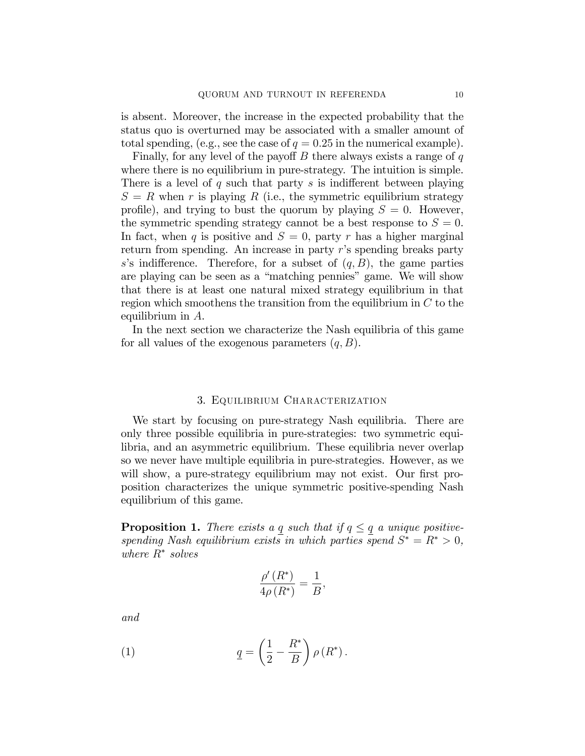is absent. Moreover, the increase in the expected probability that the status quo is overturned may be associated with a smaller amount of total spending, (e.g., see the case of $q = 0.25$ in the numerical example).

Finally, for any level of the payoff $B$ there always exists a range of $q$ where there is no equilibrium in pure-strategy. The intuition is simple. There is a level of $q$ such that party $s$ is indifferent between playing $S = R$ when $r$ is playing $R$ (i.e., the symmetric equilibrium strategy profile), and trying to bust the quorum by playing $S = 0$. However, the symmetric spending strategy cannot be a best response to $S = 0$. In fact, when $q$ is positive and $S = 0$, party $r$ has a higher marginal return from spending. An increase in party $r$'s spending breaks party $s$'s indifference. Therefore, for a subset of $(q, B)$, the game parties are playing can be seen as a "matching pennies" game. We will show that there is at least one natural mixed strategy equilibrium in that region which smoothens the transition from the equilibrium in $C$ to the equilibrium in $A$.

In the next section we characterize the Nash equilibria of this game for all values of the exogenous parameters $(q, B)$.

## 3. Equilibrium Characterization

We start by focusing on pure-strategy Nash equilibria. There are only three possible equilibria in pure-strategies: two symmetric equilibria, and an asymmetric equilibrium. These equilibria never overlap so we never have multiple equilibria in pure-strategies. However, as we will show, a pure-strategy equilibrium may not exist. Our first proposition characterizes the unique symmetric positive-spending Nash equilibrium of this game.

**Proposition 1.** *There exists a $\underline{q}$ such that if $q \leq \underline{q}$ a unique positive-spending Nash equilibrium exists in which parties spend $S^* = R^* > 0$, where $R^*$ solves*

$$\frac{\rho'(R^*)}{4\rho(R^*)} = \frac{1}{B},$$

*and*

$$\underline{q} = \left(\frac{1}{2} - \frac{R^*}{B}\right)\rho(R^*). \tag{1}$$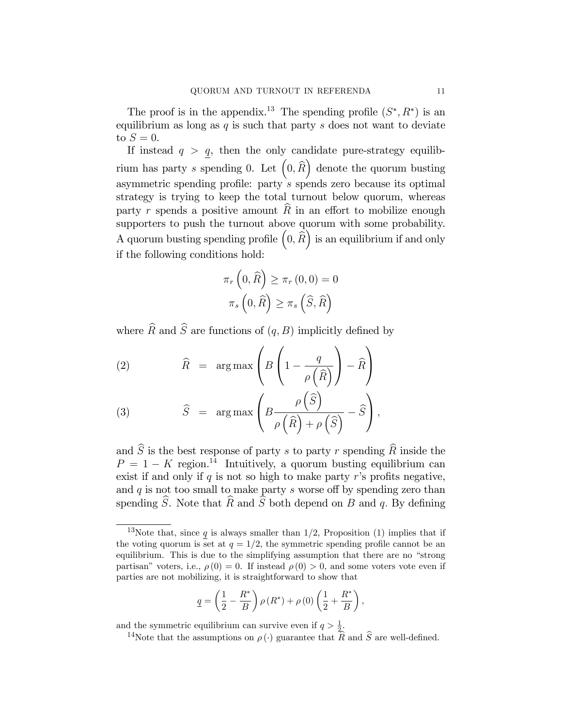The proof is in the appendix.[13] The spending profile $(S^*, R^*)$ is an equilibrium as long as $q$ is such that party $s$ does not want to deviate to $S = 0$.

If instead $q > \underline{q}$, then the only candidate pure-strategy equilibrium has party $s$ spending 0. Let $\left(0, \widehat{R}\right)$ denote the quorum busting asymmetric spending profile: party $s$ spends zero because its optimal strategy is trying to keep the total turnout below quorum, whereas party $r$ spends a positive amount $\widehat{R}$ in an effort to mobilize enough supporters to push the turnout above quorum with some probability. A quorum busting spending profile $\left(0, \widehat{R}\right)$ is an equilibrium if and only if the following conditions hold:

$$\pi_r\left(0, \widehat{R}\right) \geq \pi_r(0,0) = 0$$
$$\pi_s\left(0, \widehat{R}\right) \geq \pi_s\left(\widehat{S}, \widehat{R}\right)$$

where $\widehat{R}$ and $\widehat{S}$ are functions of $(q, B)$ implicitly defined by

$$\widehat{R} = \arg\max\left(B\left(1 - \frac{q}{\rho\left(\widehat{R}\right)}\right) - \widehat{R}\right) \tag{2}$$

$$\widehat{S} = \arg\max\left(B\frac{\rho\left(\widehat{S}\right)}{\rho\left(\widehat{R}\right) + \rho\left(\widehat{S}\right)} - \widehat{S}\right), \tag{3}$$

and $\widehat{S}$ is the best response of party $s$ to party $r$ spending $\widehat{R}$ inside the $P = 1 - K$ region.[14] Intuitively, a quorum busting equilibrium can exist if and only if $q$ is not so high to make party $r$'s profits negative, and $q$ is not too small to make party $s$ worse off by spending zero than spending $\widehat{S}$. Note that $\widehat{R}$ and $\widehat{S}$ both depend on $B$ and $q$. By defining

---

[13] Note that, since $\underline{q}$ is always smaller than $1/2$, Proposition (1) implies that if the voting quorum is set at $q = 1/2$, the symmetric spending profile cannot be an equilibrium. This is due to the simplifying assumption that there are no "strong partisan" voters, i.e., $\rho(0) = 0$. If instead $\rho(0) > 0$, and some voters vote even if parties are not mobilizing, it is straightforward to show that

$$\underline{q} = \left(\frac{1}{2} - \frac{R^*}{B}\right)\rho(R^*) + \rho(0)\left(\frac{1}{2} + \frac{R^*}{B}\right),$$

and the symmetric equilibrium can survive even if $q > \frac{1}{2}$.

[14] Note that the assumptions on $\rho(\cdot)$ guarantee that $\widehat{R}$ and $\widehat{S}$ are well-defined.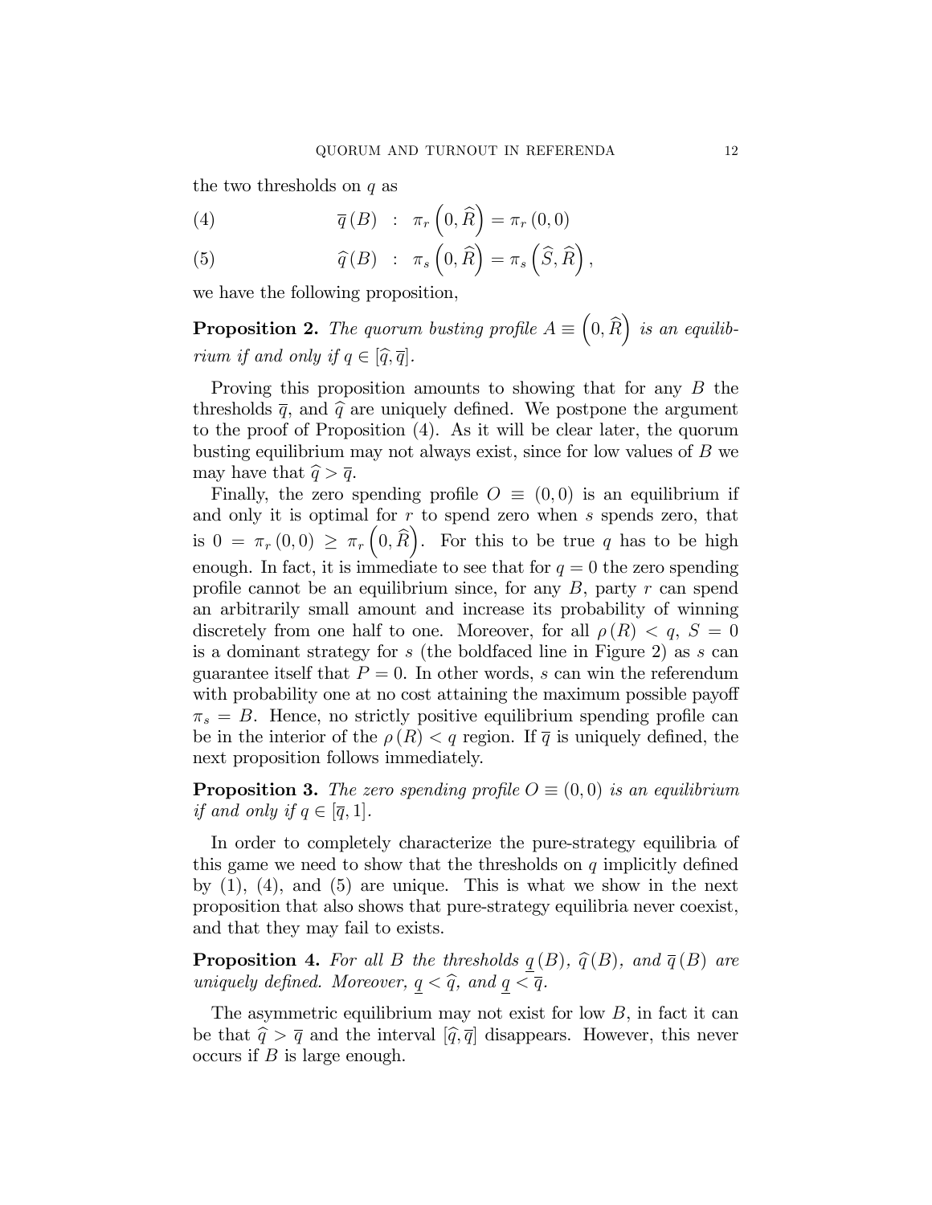the two thresholds on $q$ as

$$\overline{q}(B) \ : \ \pi_r\left(0, \widehat{R}\right) = \pi_r(0,0) \tag{4}$$

$$\widehat{q}(B) \ : \ \pi_s\left(0, \widehat{R}\right) = \pi_s\left(\widehat{S}, \widehat{R}\right), \tag{5}$$

we have the following proposition,

**Proposition 2.** *The quorum busting profile $A \equiv \left(0, \widehat{R}\right)$ is an equilibrium if and only if $q \in [\widehat{q}, \overline{q}]$.*

Proving this proposition amounts to showing that for any $B$ the thresholds $\overline{q}$, and $\widehat{q}$ are uniquely defined. We postpone the argument to the proof of Proposition (4). As it will be clear later, the quorum busting equilibrium may not always exist, since for low values of $B$ we may have that $\widehat{q} > \overline{q}$.

Finally, the zero spending profile $O \equiv (0,0)$ is an equilibrium if and only it is optimal for $r$ to spend zero when $s$ spends zero, that is $0 = \pi_r(0,0) \geq \pi_r\left(0, \widehat{R}\right)$. For this to be true $q$ has to be high enough. In fact, it is immediate to see that for $q = 0$ the zero spending profile cannot be an equilibrium since, for any $B$, party $r$ can spend an arbitrarily small amount and increase its probability of winning discretely from one half to one. Moreover, for all $\rho(R) < q$, $S = 0$ is a dominant strategy for $s$ (the boldfaced line in Figure 2) as $s$ can guarantee itself that $P = 0$. In other words, $s$ can win the referendum with probability one at no cost attaining the maximum possible payoff $\pi_s = B$. Hence, no strictly positive equilibrium spending profile can be in the interior of the $\rho(R) < q$ region. If $\overline{q}$ is uniquely defined, the next proposition follows immediately.

**Proposition 3.** *The zero spending profile $O \equiv (0,0)$ is an equilibrium if and only if $q \in [\overline{q}, 1]$.*

In order to completely characterize the pure-strategy equilibria of this game we need to show that the thresholds on $q$ implicitly defined by (1), (4), and (5) are unique. This is what we show in the next proposition that also shows that pure-strategy equilibria never coexist, and that they may fail to exists.

**Proposition 4.** *For all $B$ the thresholds $\underline{q}(B)$, $\widehat{q}(B)$, and $\overline{q}(B)$ are uniquely defined. Moreover, $\underline{q} < \widehat{q}$, and $\underline{q} < \overline{q}$.*

The asymmetric equilibrium may not exist for low $B$, in fact it can be that $\widehat{q} > \overline{q}$ and the interval $[\widehat{q}, \overline{q}]$ disappears. However, this never occurs if $B$ is large enough.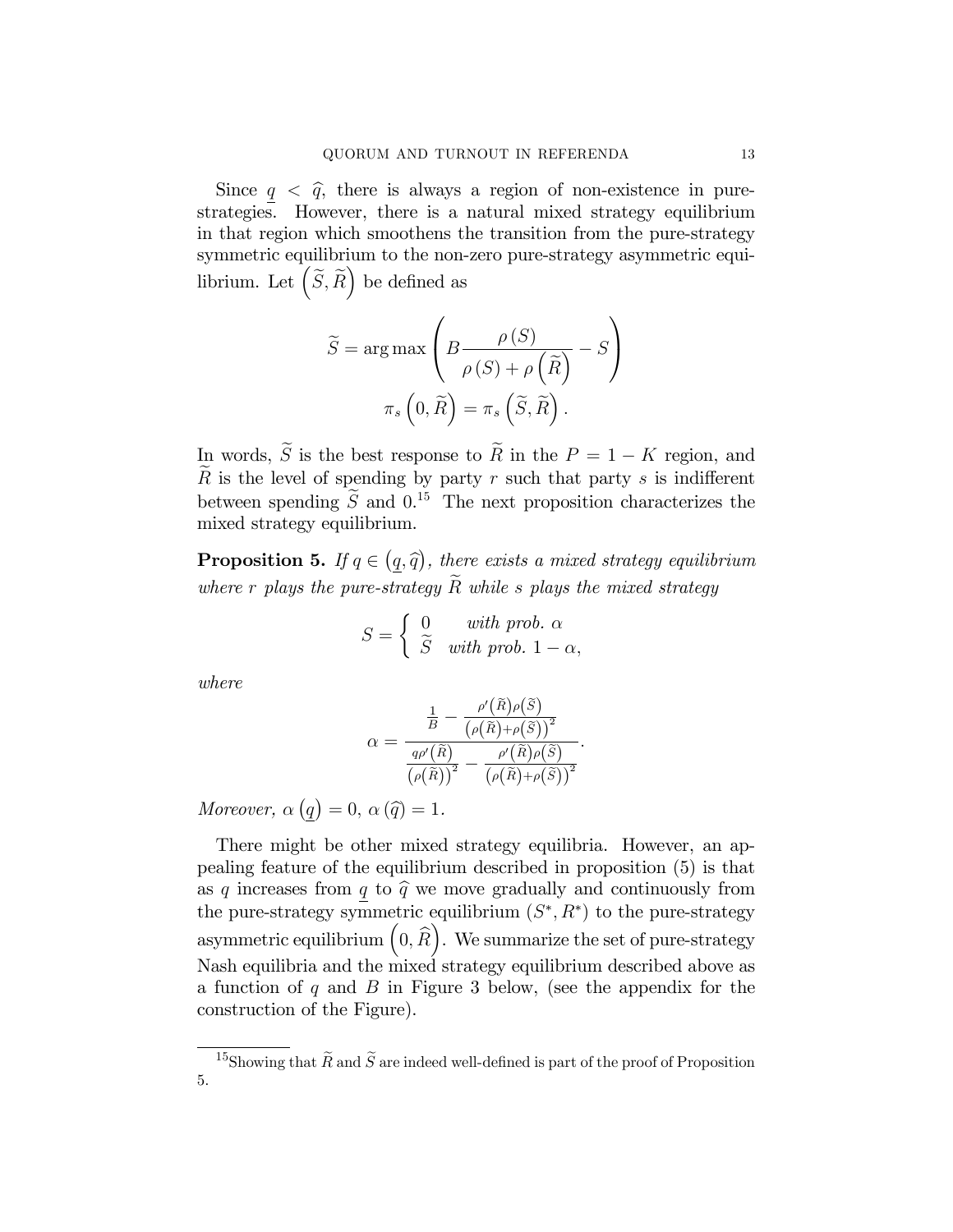Since $\underline{q} < \widehat{q}$, there is always a region of non-existence in pure-strategies. However, there is a natural mixed strategy equilibrium in that region which smoothens the transition from the pure-strategy symmetric equilibrium to the non-zero pure-strategy asymmetric equilibrium. Let $\left(\widetilde{S}, \widetilde{R}\right)$ be defined as

$$\widetilde{S} = \arg\max \left( B \frac{\rho(S)}{\rho(S) + \rho\left(\widetilde{R}\right)} - S \right)$$

$$\pi_s\left(0, \widetilde{R}\right) = \pi_s\left(\widetilde{S}, \widetilde{R}\right).$$

In words, $\widetilde{S}$ is the best response to $\widetilde{R}$ in the $P = 1 - K$ region, and $\widetilde{R}$ is the level of spending by party $r$ such that party $s$ is indifferent between spending $\widetilde{S}$ and 0.[15] The next proposition characterizes the mixed strategy equilibrium.

**Proposition 5.** *If $q \in \left(\underline{q}, \widehat{q}\right)$, there exists a mixed strategy equilibrium where $r$ plays the pure-strategy $\widetilde{R}$ while $s$ plays the mixed strategy*

$$S = \begin{cases} 0 & \text{with prob. } \alpha \\ \widetilde{S} & \text{with prob. } 1 - \alpha, \end{cases}$$

*where*

$$\alpha = \frac{\frac{1}{B} - \frac{\rho'\left(\widetilde{R}\right)\rho\left(\widetilde{S}\right)}{\left(\rho\left(\widetilde{R}\right)+\rho\left(\widetilde{S}\right)\right)^2}}{\frac{q\rho'\left(\widetilde{R}\right)}{\left(\rho\left(\widetilde{R}\right)\right)^2} - \frac{\rho'\left(\widetilde{R}\right)\rho\left(\widetilde{S}\right)}{\left(\rho\left(\widetilde{R}\right)+\rho\left(\widetilde{S}\right)\right)^2}}.$$

*Moreover, $\alpha\left(\underline{q}\right) = 0$, $\alpha\left(\widehat{q}\right) = 1$.*

There might be other mixed strategy equilibria. However, an appealing feature of the equilibrium described in proposition (5) is that as $q$ increases from $\underline{q}$ to $\widehat{q}$ we move gradually and continuously from the pure-strategy symmetric equilibrium $(S^*, R^*)$ to the pure-strategy asymmetric equilibrium $\left(0, \widehat{R}\right)$. We summarize the set of pure-strategy Nash equilibria and the mixed strategy equilibrium described above as a function of $q$ and $B$ in Figure 3 below, (see the appendix for the construction of the Figure).

---

[15] Showing that $\widetilde{R}$ and $\widetilde{S}$ are indeed well-defined is part of the proof of Proposition 5.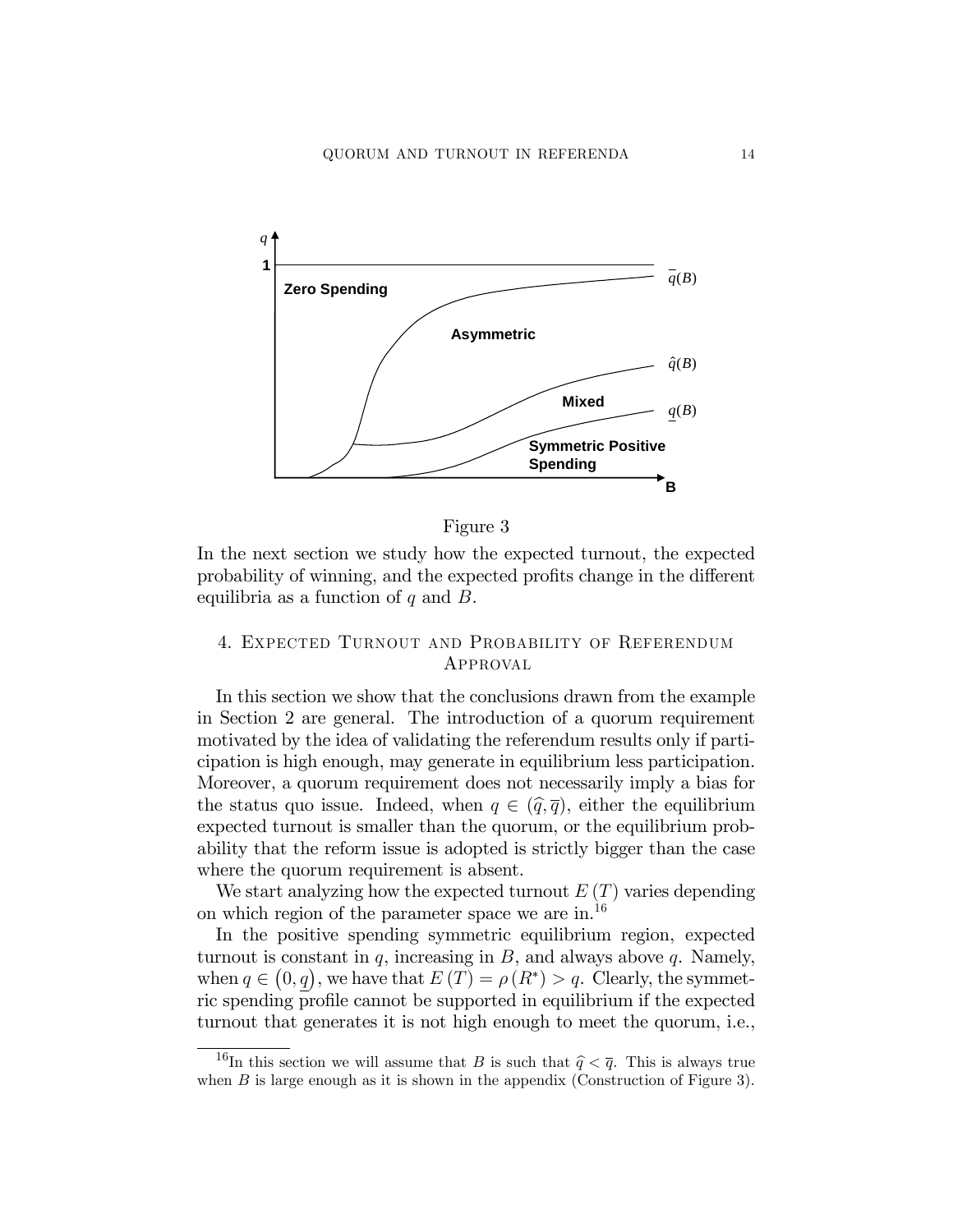q

1

Zero Spending

Asymmetric

Mixed

Symmetric Positive Spending

$\overline{q}(B)$

$\hat{q}(B)$

$\underline{q}(B)$

B

Figure 3

In the next section we study how the expected turnout, the expected probability of winning, and the expected profits change in the different equilibria as a function of $q$ and $B$.

## 4. Expected Turnout and Probability of Referendum Approval

In this section we show that the conclusions drawn from the example in Section 2 are general. The introduction of a quorum requirement motivated by the idea of validating the referendum results only if participation is high enough, may generate in equilibrium less participation. Moreover, a quorum requirement does not necessarily imply a bias for the status quo issue. Indeed, when $q \in (\widehat{q}, \overline{q})$, either the equilibrium expected turnout is smaller than the quorum, or the equilibrium probability that the reform issue is adopted is strictly bigger than the case where the quorum requirement is absent.

We start analyzing how the expected turnout $E(T)$ varies depending on which region of the parameter space we are in.[16]

In the positive spending symmetric equilibrium region, expected turnout is constant in $q$, increasing in $B$, and always above $q$. Namely, when $q \in (0, \underline{q})$, we have that $E(T) = \rho(R^*) > q$. Clearly, the symmetric spending profile cannot be supported in equilibrium if the expected turnout that generates it is not high enough to meet the quorum, i.e.,

[16]In this section we will assume that $B$ is such that $\widehat{q} < \overline{q}$. This is always true when $B$ is large enough as it is shown in the appendix (Construction of Figure 3).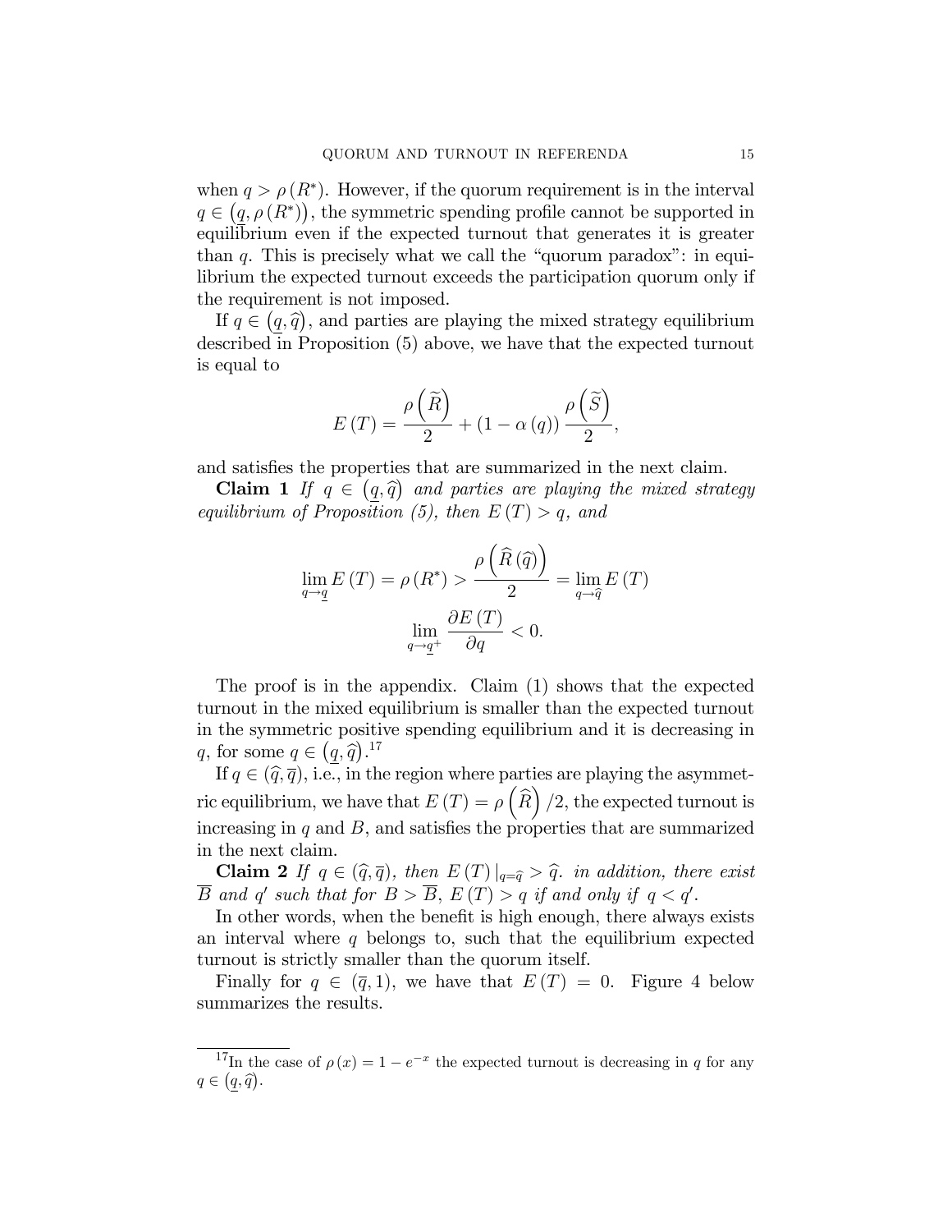when $q > \rho(R^*)$. However, if the quorum requirement is in the interval $q \in (\underline{q}, \rho(R^*))$, the symmetric spending profile cannot be supported in equilibrium even if the expected turnout that generates it is greater than $q$. This is precisely what we call the "quorum paradox": in equilibrium the expected turnout exceeds the participation quorum only if the requirement is not imposed.

If $q \in (\underline{q}, \widehat{q})$, and parties are playing the mixed strategy equilibrium described in Proposition (5) above, we have that the expected turnout is equal to

$$E(T) = \frac{\rho\left(\widetilde{R}\right)}{2} + (1 - \alpha(q)) \frac{\rho\left(\widetilde{S}\right)}{2},$$

and satisfies the properties that are summarized in the next claim.

**Claim 1** *If $q \in (\underline{q}, \widehat{q})$ and parties are playing the mixed strategy equilibrium of Proposition (5), then $E(T) > q$, and*

$$\lim_{q \to \underline{q}} E(T) = \rho(R^*) > \frac{\rho\left(\widehat{R}(\widehat{q})\right)}{2} = \lim_{q \to \widehat{q}} E(T)$$

$$\lim_{q \to \underline{q}^+} \frac{\partial E(T)}{\partial q} < 0.$$

The proof is in the appendix. Claim (1) shows that the expected turnout in the mixed equilibrium is smaller than the expected turnout in the symmetric positive spending equilibrium and it is decreasing in $q$, for some $q \in (\underline{q}, \widehat{q})$.[17]

If $q \in (\widehat{q}, \overline{q})$, i.e., in the region where parties are playing the asymmetric equilibrium, we have that $E(T) = \rho\left(\widehat{R}\right)/2$, the expected turnout is increasing in $q$ and $B$, and satisfies the properties that are summarized in the next claim.

**Claim 2** *If $q \in (\widehat{q}, \overline{q})$, then $E(T)|_{q=\widehat{q}} > \widehat{q}$. in addition, there exist $\overline{B}$ and $q'$ such that for $B > \overline{B}$, $E(T) > q$ if and only if $q < q'$.*

In other words, when the benefit is high enough, there always exists an interval where $q$ belongs to, such that the equilibrium expected turnout is strictly smaller than the quorum itself.

Finally for $q \in (\overline{q}, 1)$, we have that $E(T) = 0$. Figure 4 below summarizes the results.

[17] In the case of $\rho(x) = 1 - e^{-x}$ the expected turnout is decreasing in $q$ for any $q \in (\underline{q}, \widehat{q})$.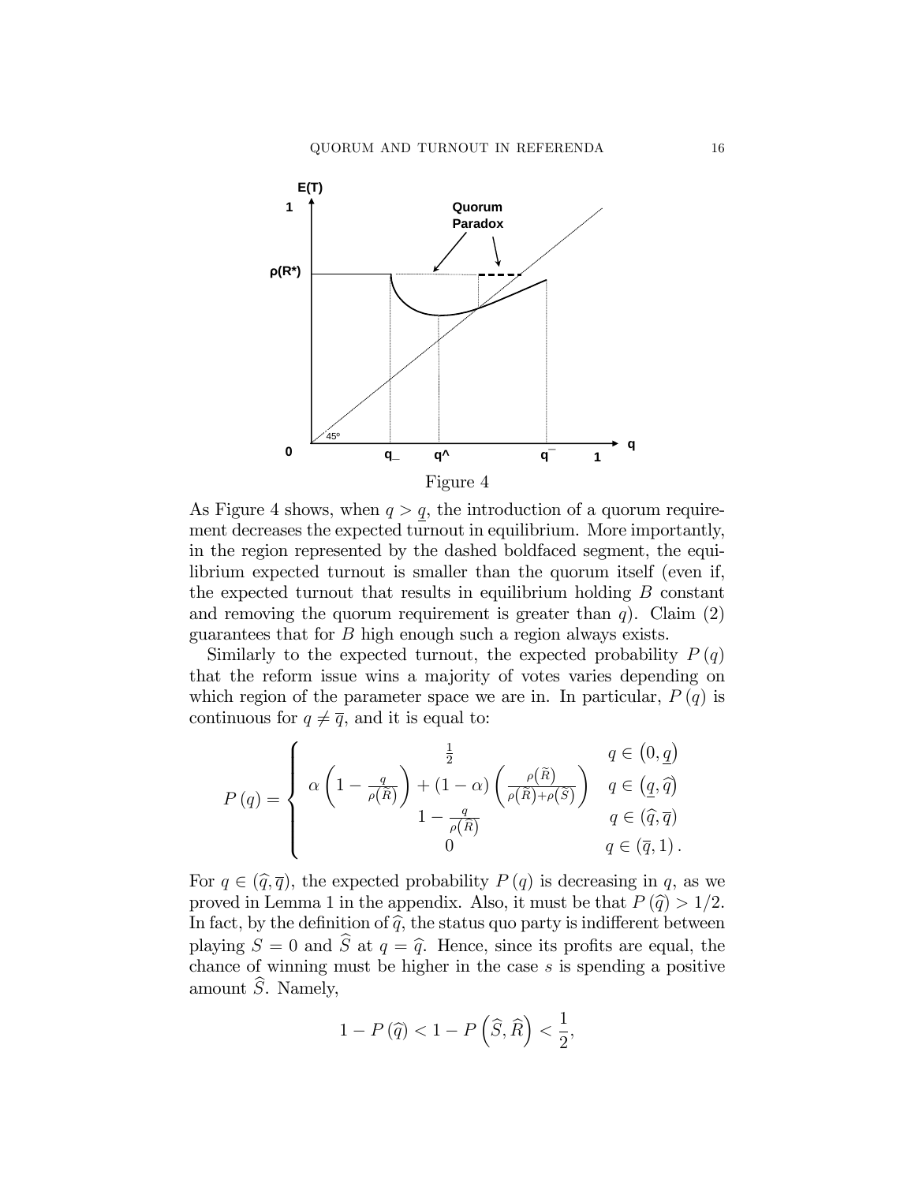E(T)

1

Quorum Paradox

ρ(R*)

45°

0

q_

q^

q¯

1

q

Figure 4

As Figure 4 shows, when $q > \underline{q}$, the introduction of a quorum requirement decreases the expected turnout in equilibrium. More importantly, in the region represented by the dashed boldfaced segment, the equilibrium expected turnout is smaller than the quorum itself (even if, the expected turnout that results in equilibrium holding $B$ constant and removing the quorum requirement is greater than $q$). Claim (2) guarantees that for $B$ high enough such a region always exists.

Similarly to the expected turnout, the expected probability $P(q)$ that the reform issue wins a majority of votes varies depending on which region of the parameter space we are in. In particular, $P(q)$ is continuous for $q \neq \overline{q}$, and it is equal to:

$$P(q) = \begin{cases} \frac{1}{2} & q \in \left(0, \underline{q}\right) \\ \alpha\left(1 - \frac{q}{\rho(\widehat{R})}\right) + (1-\alpha)\left(\frac{\rho(\widetilde{R})}{\rho(\widetilde{R}) + \rho(\widetilde{S})}\right) & q \in \left(\underline{q}, \widehat{q}\right) \\ 1 - \frac{q}{\rho(\widehat{R})} & q \in \left(\widehat{q}, \overline{q}\right) \\ 0 & q \in \left(\overline{q}, 1\right). \end{cases}$$

For $q \in (\widehat{q}, \overline{q})$, the expected probability $P(q)$ is decreasing in $q$, as we proved in Lemma 1 in the appendix. Also, it must be that $P(\widehat{q}) > 1/2$. In fact, by the definition of $\widehat{q}$, the status quo party is indifferent between playing $S = 0$ and $\widehat{S}$ at $q = \widehat{q}$. Hence, since its profits are equal, the chance of winning must be higher in the case $s$ is spending a positive amount $\widehat{S}$. Namely,

$$1 - P(\widehat{q}) < 1 - P\left(\widehat{S}, \widehat{R}\right) < \frac{1}{2},$$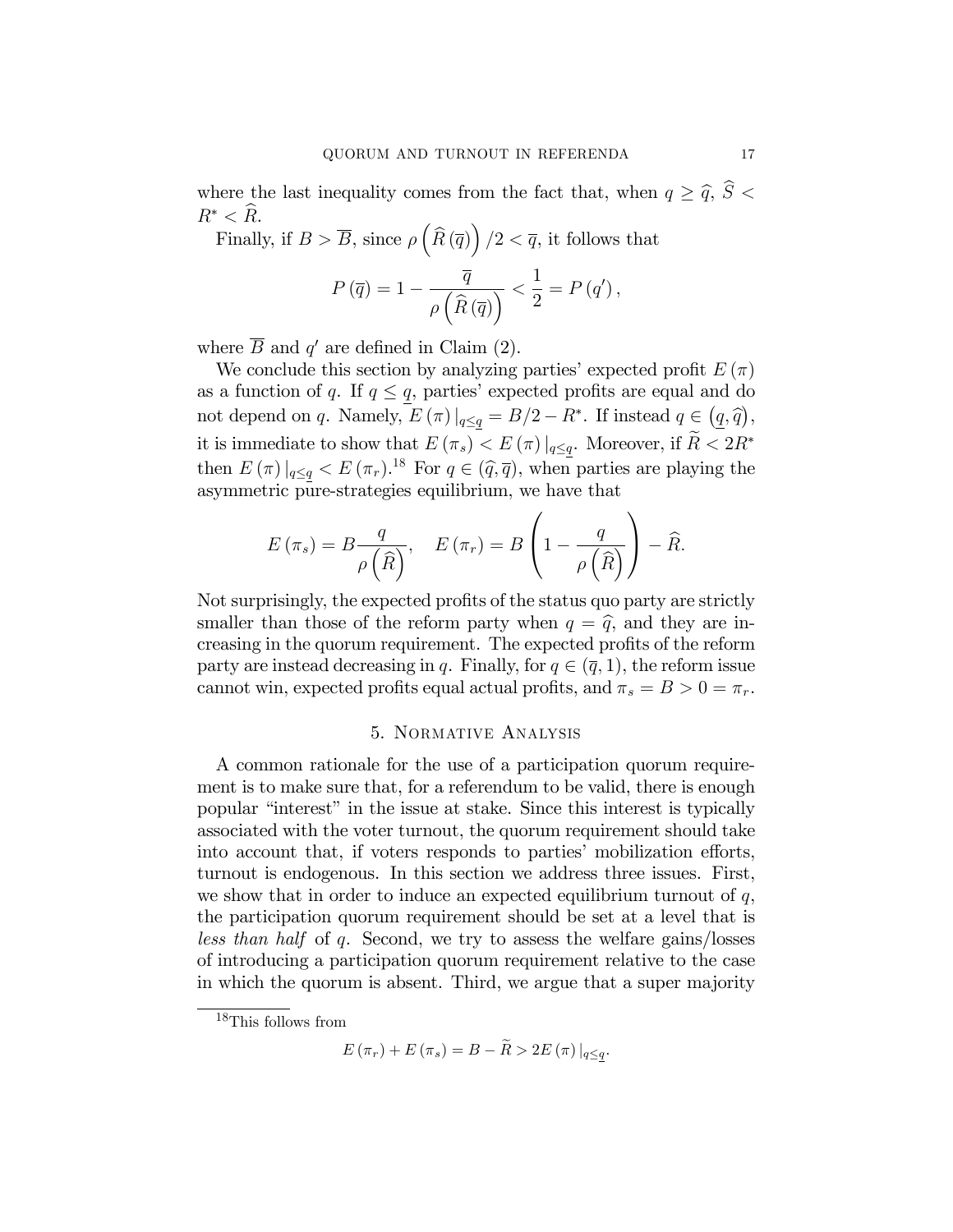where the last inequality comes from the fact that, when $q \geq \widehat{q}$, $\widehat{S} < R^* < \widehat{R}$.

Finally, if $B > \overline{B}$, since $\rho\left(\widehat{R}\left(\overline{q}\right)\right)/2 < \overline{q}$, it follows that

$$P\left(\overline{q}\right) = 1 - \frac{\overline{q}}{\rho\left(\widehat{R}\left(\overline{q}\right)\right)} < \frac{1}{2} = P\left(q'\right),$$

where $\overline{B}$ and $q'$ are defined in Claim (2).

We conclude this section by analyzing parties' expected profit $E\left(\pi\right)$ as a function of $q$. If $q \leq \underline{q}$, parties' expected profits are equal and do not depend on $q$. Namely, $E\left(\pi\right)|_{q\leq\underline{q}} = B/2 - R^*$. If instead $q \in \left(\underline{q}, \widehat{q}\right)$, it is immediate to show that $E\left(\pi_s\right) < E\left(\pi\right)|_{q\leq\underline{q}}$. Moreover, if $\widetilde{R} < 2R^*$ then $E\left(\pi\right)|_{q\leq\underline{q}} < E\left(\pi_r\right)$.[18] For $q \in \left(\widehat{q}, \overline{q}\right)$, when parties are playing the asymmetric pure-strategies equilibrium, we have that

$$E\left(\pi_s\right) = B\frac{q}{\rho\left(\widehat{R}\right)}, \quad E\left(\pi_r\right) = B\left(1 - \frac{q}{\rho\left(\widehat{R}\right)}\right) - \widehat{R}.$$

Not surprisingly, the expected profits of the status quo party are strictly smaller than those of the reform party when $q = \widehat{q}$, and they are increasing in the quorum requirement. The expected profits of the reform party are instead decreasing in $q$. Finally, for $q \in \left(\overline{q}, 1\right)$, the reform issue cannot win, expected profits equal actual profits, and $\pi_s = B > 0 = \pi_r$.

## 5. Normative Analysis

A common rationale for the use of a participation quorum requirement is to make sure that, for a referendum to be valid, there is enough popular "interest" in the issue at stake. Since this interest is typically associated with the voter turnout, the quorum requirement should take into account that, if voters responds to parties' mobilization efforts, turnout is endogenous. In this section we address three issues. First, we show that in order to induce an expected equilibrium turnout of $q$, the participation quorum requirement should be set at a level that is *less than half* of $q$. Second, we try to assess the welfare gains/losses of introducing a participation quorum requirement relative to the case in which the quorum is absent. Third, we argue that a super majority

[18] This follows from

$$E\left(\pi_r\right) + E\left(\pi_s\right) = B - \widetilde{R} > 2E\left(\pi\right)|_{q\leq\underline{q}}.$$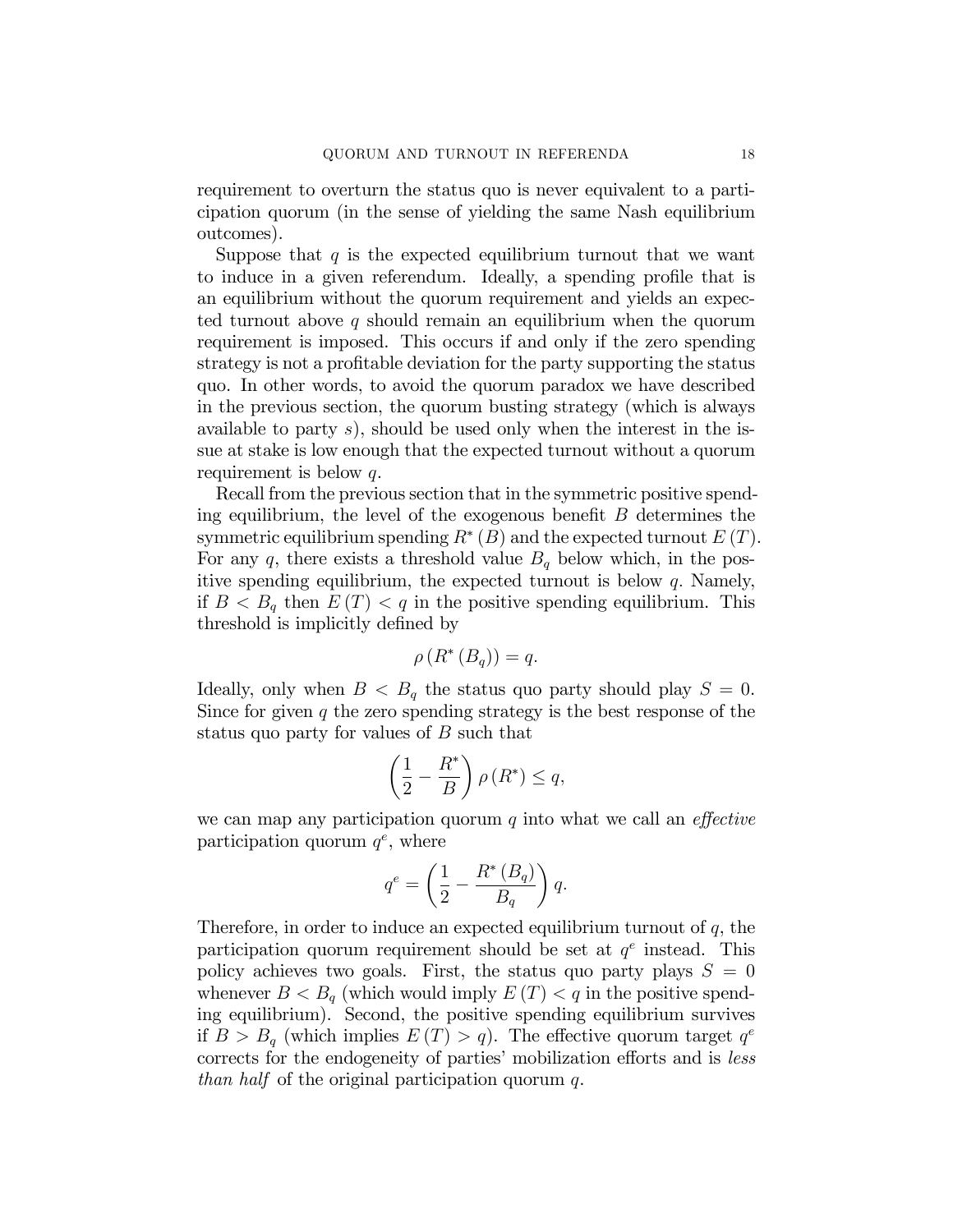requirement to overturn the status quo is never equivalent to a participation quorum (in the sense of yielding the same Nash equilibrium outcomes).

Suppose that $q$ is the expected equilibrium turnout that we want to induce in a given referendum. Ideally, a spending profile that is an equilibrium without the quorum requirement and yields an expected turnout above $q$ should remain an equilibrium when the quorum requirement is imposed. This occurs if and only if the zero spending strategy is not a profitable deviation for the party supporting the status quo. In other words, to avoid the quorum paradox we have described in the previous section, the quorum busting strategy (which is always available to party $s$), should be used only when the interest in the issue at stake is low enough that the expected turnout without a quorum requirement is below $q$.

Recall from the previous section that in the symmetric positive spending equilibrium, the level of the exogenous benefit $B$ determines the symmetric equilibrium spending $R^*(B)$ and the expected turnout $E(T)$. For any $q$, there exists a threshold value $B_q$ below which, in the positive spending equilibrium, the expected turnout is below $q$. Namely, if $B < B_q$ then $E(T) < q$ in the positive spending equilibrium. This threshold is implicitly defined by

$$\rho\left(R^*\left(B_q\right)\right) = q.$$

Ideally, only when $B < B_q$ the status quo party should play $S = 0$. Since for given $q$ the zero spending strategy is the best response of the status quo party for values of $B$ such that

$$\left(\frac{1}{2} - \frac{R^*}{B}\right)\rho\left(R^*\right) \leq q,$$

we can map any participation quorum $q$ into what we call an *effective* participation quorum $q^e$, where

$$q^e = \left(\frac{1}{2} - \frac{R^*\left(B_q\right)}{B_q}\right)q.$$

Therefore, in order to induce an expected equilibrium turnout of $q$, the participation quorum requirement should be set at $q^e$ instead. This policy achieves two goals. First, the status quo party plays $S = 0$ whenever $B < B_q$ (which would imply $E(T) < q$ in the positive spending equilibrium). Second, the positive spending equilibrium survives if $B > B_q$ (which implies $E(T) > q$). The effective quorum target $q^e$ corrects for the endogeneity of parties' mobilization efforts and is *less than half* of the original participation quorum $q$.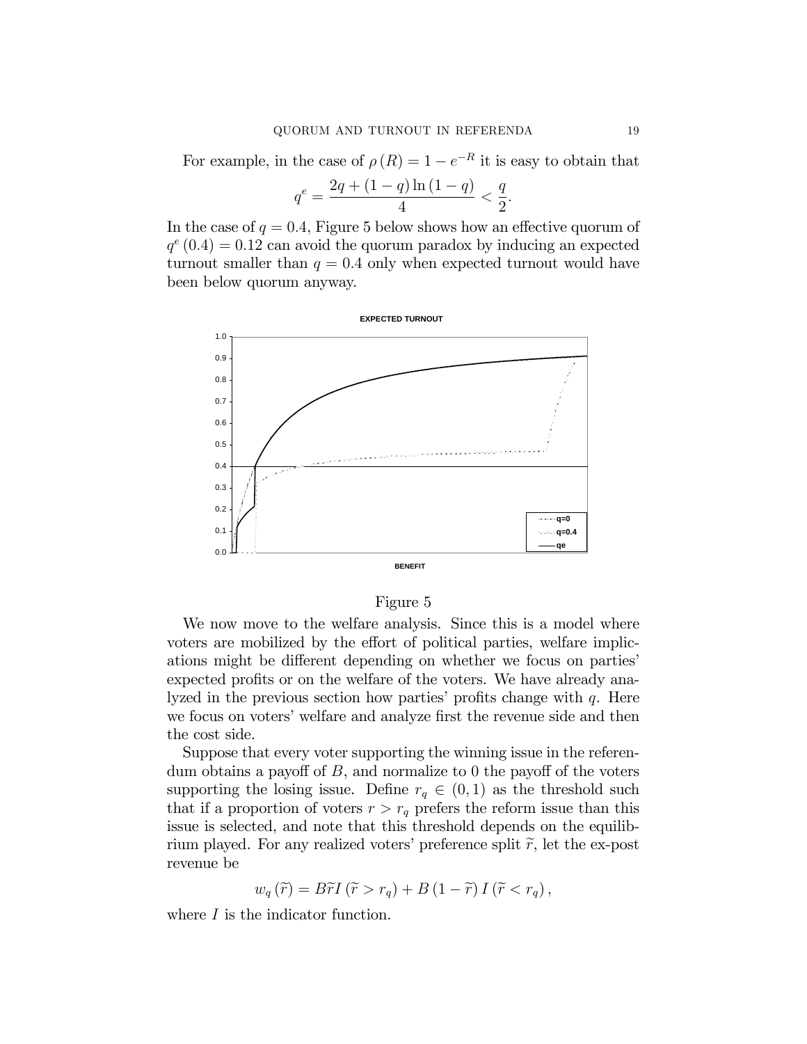For example, in the case of $\rho(R) = 1 - e^{-R}$ it is easy to obtain that

$$q^e = \frac{2q + (1-q)\ln(1-q)}{4} < \frac{q}{2}.$$

In the case of $q = 0.4$, Figure 5 below shows how an effective quorum of $q^e(0.4) = 0.12$ can avoid the quorum paradox by inducing an expected turnout smaller than $q = 0.4$ only when expected turnout would have been below quorum anyway.

EXPECTED TURNOUT

1.0
0.9
0.8
0.7
0.6
0.5
0.4
0.3
0.2
0.1
0.0

q=0
q=0.4
qe

BENEFIT

Figure 5

We now move to the welfare analysis. Since this is a model where voters are mobilized by the effort of political parties, welfare implications might be different depending on whether we focus on parties' expected profits or on the welfare of the voters. We have already analyzed in the previous section how parties' profits change with $q$. Here we focus on voters' welfare and analyze first the revenue side and then the cost side.

Suppose that every voter supporting the winning issue in the referendum obtains a payoff of $B$, and normalize to 0 the payoff of the voters supporting the losing issue. Define $r_q \in (0,1)$ as the threshold such that if a proportion of voters $r > r_q$ prefers the reform issue than this issue is selected, and note that this threshold depends on the equilibrium played. For any realized voters' preference split $\widetilde{r}$, let the ex-post revenue be

$$w_q(\widetilde{r}) = B\widetilde{r}I(\widetilde{r} > r_q) + B(1-\widetilde{r})I(\widetilde{r} < r_q),$$

where $I$ is the indicator function.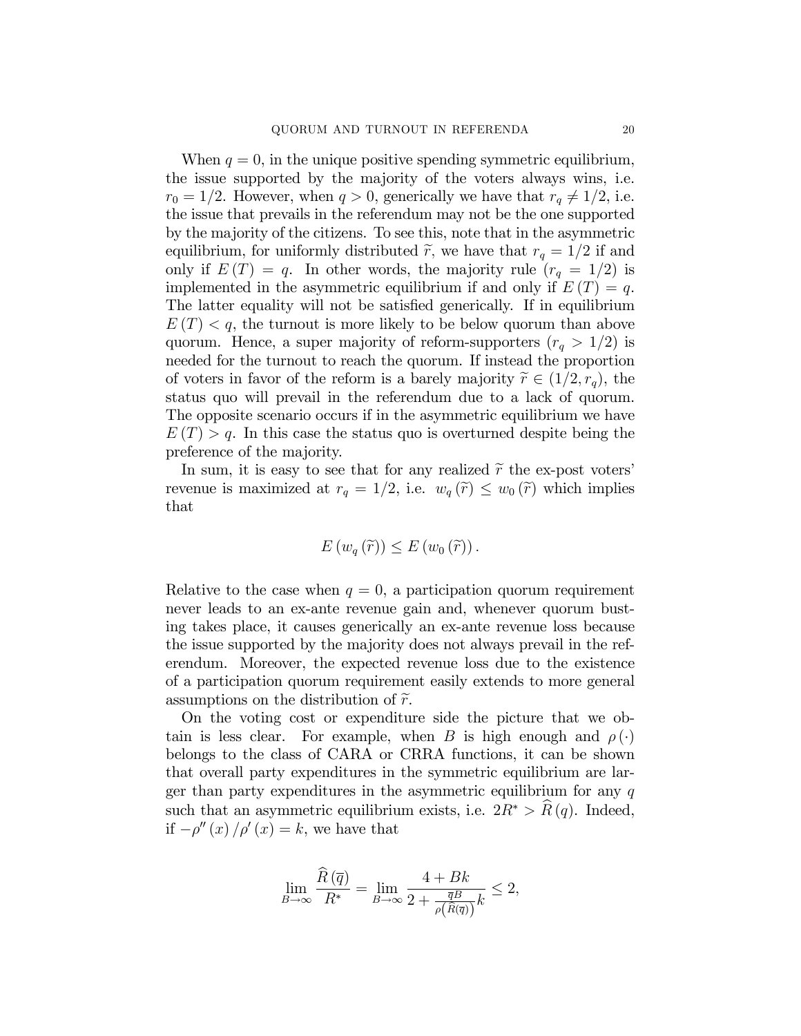When $q = 0$, in the unique positive spending symmetric equilibrium, the issue supported by the majority of the voters always wins, i.e. $r_0 = 1/2$. However, when $q > 0$, generically we have that $r_q \neq 1/2$, i.e. the issue that prevails in the referendum may not be the one supported by the majority of the citizens. To see this, note that in the asymmetric equilibrium, for uniformly distributed $\widetilde{r}$, we have that $r_q = 1/2$ if and only if $E(T) = q$. In other words, the majority rule ($r_q = 1/2$) is implemented in the asymmetric equilibrium if and only if $E(T) = q$. The latter equality will not be satisfied generically. If in equilibrium $E(T) < q$, the turnout is more likely to be below quorum than above quorum. Hence, a super majority of reform-supporters ($r_q > 1/2$) is needed for the turnout to reach the quorum. If instead the proportion of voters in favor of the reform is a barely majority $\widetilde{r} \in (1/2, r_q)$, the status quo will prevail in the referendum due to a lack of quorum. The opposite scenario occurs if in the asymmetric equilibrium we have $E(T) > q$. In this case the status quo is overturned despite being the preference of the majority.

In sum, it is easy to see that for any realized $\widetilde{r}$ the ex-post voters' revenue is maximized at $r_q = 1/2$, i.e. $w_q(\widetilde{r}) \leq w_0(\widetilde{r})$ which implies that

$$E(w_q(\widetilde{r})) \leq E(w_0(\widetilde{r})).$$

Relative to the case when $q = 0$, a participation quorum requirement never leads to an ex-ante revenue gain and, whenever quorum busting takes place, it causes generically an ex-ante revenue loss because the issue supported by the majority does not always prevail in the referendum. Moreover, the expected revenue loss due to the existence of a participation quorum requirement easily extends to more general assumptions on the distribution of $\widetilde{r}$.

On the voting cost or expenditure side the picture that we obtain is less clear. For example, when $B$ is high enough and $\rho(\cdot)$ belongs to the class of CARA or CRRA functions, it can be shown that overall party expenditures in the symmetric equilibrium are larger than party expenditures in the asymmetric equilibrium for any $q$ such that an asymmetric equilibrium exists, i.e. $2R^* > \widehat{R}(q)$. Indeed, if $-\rho''(x)/\rho'(x) = k$, we have that

$$\lim_{B\to\infty} \frac{\widehat{R}(\overline{q})}{R^*} = \lim_{B\to\infty} \frac{4 + Bk}{2 + \frac{\overline{q}B}{\rho\left(\widehat{R}(\overline{q})\right)}k} \leq 2,$$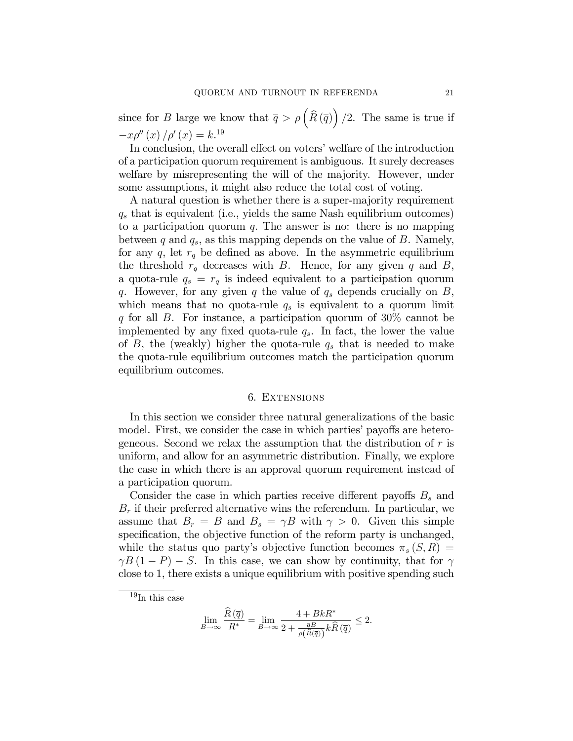since for $B$ large we know that $\overline{q} > \rho\left(\widehat{R}(\overline{q})\right)/2$. The same is true if $-x\rho''(x)/\rho'(x) = k$.[19]

In conclusion, the overall effect on voters' welfare of the introduction of a participation quorum requirement is ambiguous. It surely decreases welfare by misrepresenting the will of the majority. However, under some assumptions, it might also reduce the total cost of voting.

A natural question is whether there is a super-majority requirement $q_s$ that is equivalent (i.e., yields the same Nash equilibrium outcomes) to a participation quorum $q$. The answer is no: there is no mapping between $q$ and $q_s$, as this mapping depends on the value of $B$. Namely, for any $q$, let $r_q$ be defined as above. In the asymmetric equilibrium the threshold $r_q$ decreases with $B$. Hence, for any given $q$ and $B$, a quota-rule $q_s = r_q$ is indeed equivalent to a participation quorum $q$. However, for any given $q$ the value of $q_s$ depends crucially on $B$, which means that no quota-rule $q_s$ is equivalent to a quorum limit $q$ for all $B$. For instance, a participation quorum of 30% cannot be implemented by any fixed quota-rule $q_s$. In fact, the lower the value of $B$, the (weakly) higher the quota-rule $q_s$ that is needed to make the quota-rule equilibrium outcomes match the participation quorum equilibrium outcomes.

## 6. Extensions

In this section we consider three natural generalizations of the basic model. First, we consider the case in which parties' payoffs are heterogeneous. Second we relax the assumption that the distribution of $r$ is uniform, and allow for an asymmetric distribution. Finally, we explore the case in which there is an approval quorum requirement instead of a participation quorum.

Consider the case in which parties receive different payoffs $B_s$ and $B_r$ if their preferred alternative wins the referendum. In particular, we assume that $B_r = B$ and $B_s = \gamma B$ with $\gamma > 0$. Given this simple specification, the objective function of the reform party is unchanged, while the status quo party's objective function becomes $\pi_s(S, R) = \gamma B(1 - P) - S$. In this case, we can show by continuity, that for $\gamma$ close to 1, there exists a unique equilibrium with positive spending such

---

[19] In this case

$$\lim_{B\to\infty} \frac{\widehat{R}(\overline{q})}{R^*} = \lim_{B\to\infty} \frac{4 + BkR^*}{2 + \frac{\overline{q}B}{\rho\left(\widehat{R}(\overline{q})\right)} k\widehat{R}(\overline{q})} \leq 2.$$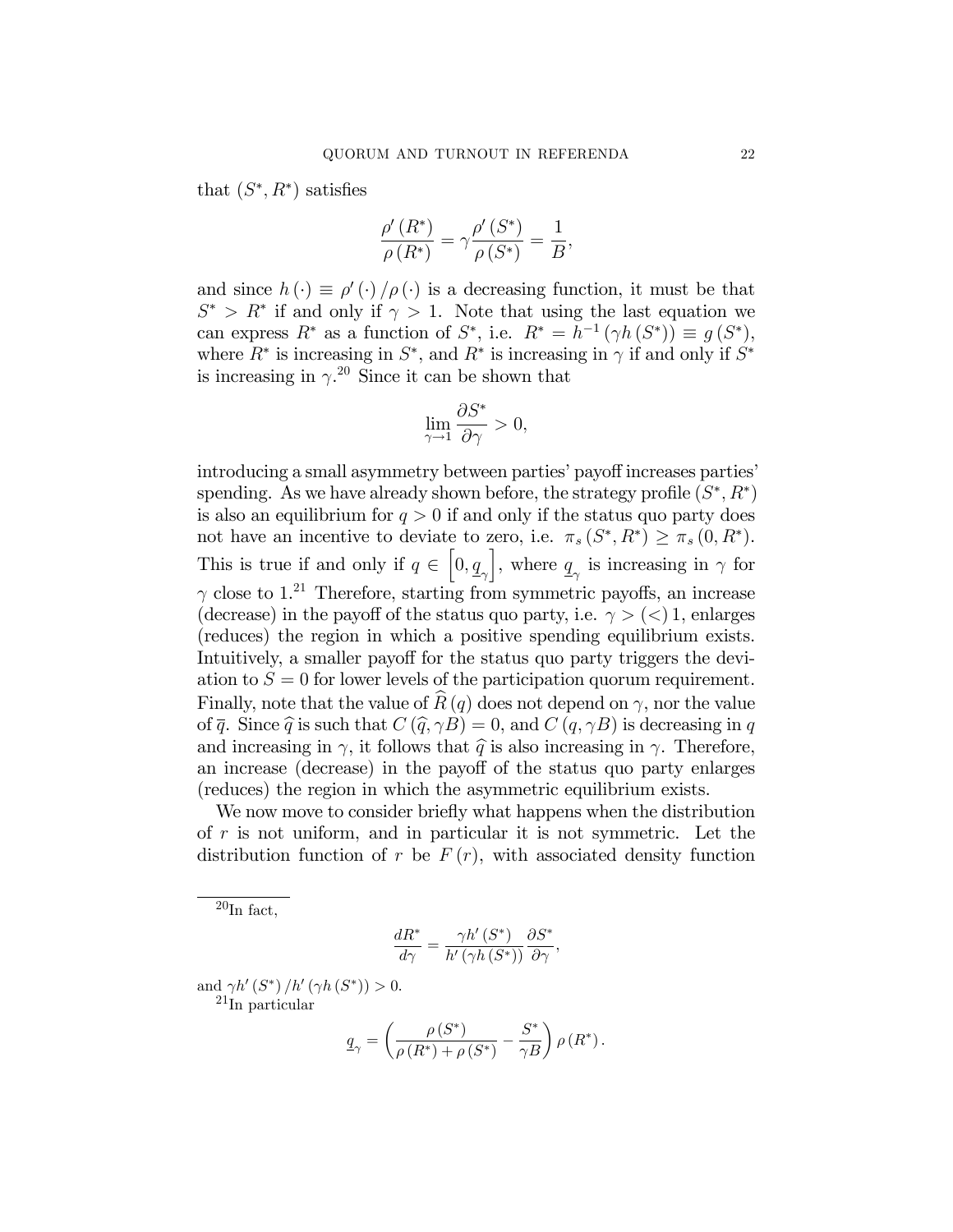that $(S^*, R^*)$ satisfies

$$\frac{\rho'(R^*)}{\rho(R^*)} = \gamma \frac{\rho'(S^*)}{\rho(S^*)} = \frac{1}{B},$$

and since $h(\cdot) \equiv \rho'(\cdot)/\rho(\cdot)$ is a decreasing function, it must be that $S^* > R^*$ if and only if $\gamma > 1$. Note that using the last equation we can express $R^*$ as a function of $S^*$, i.e. $R^* = h^{-1}(\gamma h(S^*)) \equiv g(S^*)$, where $R^*$ is increasing in $S^*$, and $R^*$ is increasing in $\gamma$ if and only if $S^*$ is increasing in $\gamma$.[20] Since it can be shown that

$$\lim_{\gamma \to 1} \frac{\partial S^*}{\partial \gamma} > 0,$$

introducing a small asymmetry between parties' payoff increases parties' spending. As we have already shown before, the strategy profile $(S^*, R^*)$ is also an equilibrium for $q > 0$ if and only if the status quo party does not have an incentive to deviate to zero, i.e. $\pi_s(S^*, R^*) \geq \pi_s(0, R^*)$. This is true if and only if $q \in \left[0, \underline{q}_{\gamma}\right]$, where $\underline{q}_{\gamma}$ is increasing in $\gamma$ for $\gamma$ close to 1.[21] Therefore, starting from symmetric payoffs, an increase (decrease) in the payoff of the status quo party, i.e. $\gamma > (<) 1$, enlarges (reduces) the region in which a positive spending equilibrium exists. Intuitively, a smaller payoff for the status quo party triggers the deviation to $S = 0$ for lower levels of the participation quorum requirement. Finally, note that the value of $\widehat{R}(q)$ does not depend on $\gamma$, nor the value of $\overline{q}$. Since $\widehat{q}$ is such that $C(\widehat{q}, \gamma B) = 0$, and $C(q, \gamma B)$ is decreasing in $q$ and increasing in $\gamma$, it follows that $\widehat{q}$ is also increasing in $\gamma$. Therefore, an increase (decrease) in the payoff of the status quo party enlarges (reduces) the region in which the asymmetric equilibrium exists.

We now move to consider briefly what happens when the distribution of $r$ is not uniform, and in particular it is not symmetric. Let the distribution function of $r$ be $F(r)$, with associated density function

---

[20] In fact,

$$\frac{dR^*}{d\gamma} = \frac{\gamma h'(S^*)}{h'(\gamma h(S^*))} \frac{\partial S^*}{\partial \gamma},$$

and $\gamma h'(S^*)/h'(\gamma h(S^*)) > 0$.

[21] In particular

$$\underline{q}_{\gamma} = \left( \frac{\rho(S^*)}{\rho(R^*) + \rho(S^*)} - \frac{S^*}{\gamma B} \right) \rho(R^*).$$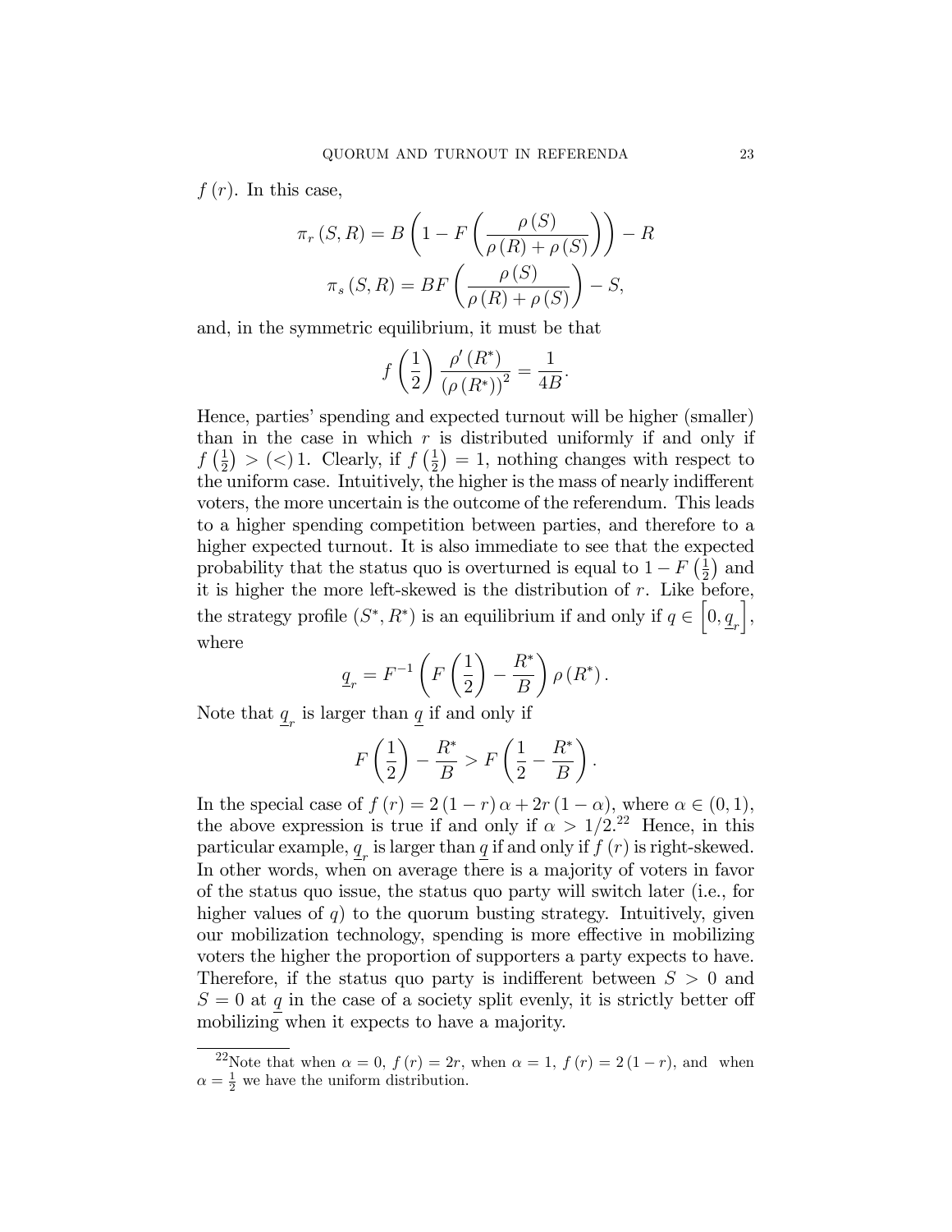$f(r)$. In this case,

$$\pi_r(S,R) = B\left(1 - F\left(\frac{\rho(S)}{\rho(R)+\rho(S)}\right)\right) - R$$
$$\pi_s(S,R) = BF\left(\frac{\rho(S)}{\rho(R)+\rho(S)}\right) - S,$$

and, in the symmetric equilibrium, it must be that

$$f\left(\frac{1}{2}\right)\frac{\rho'(R^*)}{(\rho(R^*))^2} = \frac{1}{4B}.$$

Hence, parties' spending and expected turnout will be higher (smaller) than in the case in which $r$ is distributed uniformly if and only if $f\left(\frac{1}{2}\right) > (<) 1$. Clearly, if $f\left(\frac{1}{2}\right) = 1$, nothing changes with respect to the uniform case. Intuitively, the higher is the mass of nearly indifferent voters, the more uncertain is the outcome of the referendum. This leads to a higher spending competition between parties, and therefore to a higher expected turnout. It is also immediate to see that the expected probability that the status quo is overturned is equal to $1 - F\left(\frac{1}{2}\right)$ and it is higher the more left-skewed is the distribution of $r$. Like before, the strategy profile $(S^*, R^*)$ is an equilibrium if and only if $q \in \left[0, \underline{q}_r\right]$, where

$$\underline{q}_r = F^{-1}\left(F\left(\frac{1}{2}\right) - \frac{R^*}{B}\right)\rho(R^*).$$

Note that $\underline{q}_r$ is larger than $\underline{q}$ if and only if

$$F\left(\frac{1}{2}\right) - \frac{R^*}{B} > F\left(\frac{1}{2} - \frac{R^*}{B}\right).$$

In the special case of $f(r) = 2(1-r)\alpha + 2r(1-\alpha)$, where $\alpha \in (0,1)$, the above expression is true if and only if $\alpha > 1/2$.[22] Hence, in this particular example, $\underline{q}_r$ is larger than $\underline{q}$ if and only if $f(r)$ is right-skewed. In other words, when on average there is a majority of voters in favor of the status quo issue, the status quo party will switch later (i.e., for higher values of $q$) to the quorum busting strategy. Intuitively, given our mobilization technology, spending is more effective in mobilizing voters the higher the proportion of supporters a party expects to have. Therefore, if the status quo party is indifferent between $S > 0$ and $S = 0$ at $\underline{q}$ in the case of a society split evenly, it is strictly better off mobilizing when it expects to have a majority.

---

[22] Note that when $\alpha = 0$, $f(r) = 2r$, when $\alpha = 1$, $f(r) = 2(1-r)$, and when $\alpha = \frac{1}{2}$ we have the uniform distribution.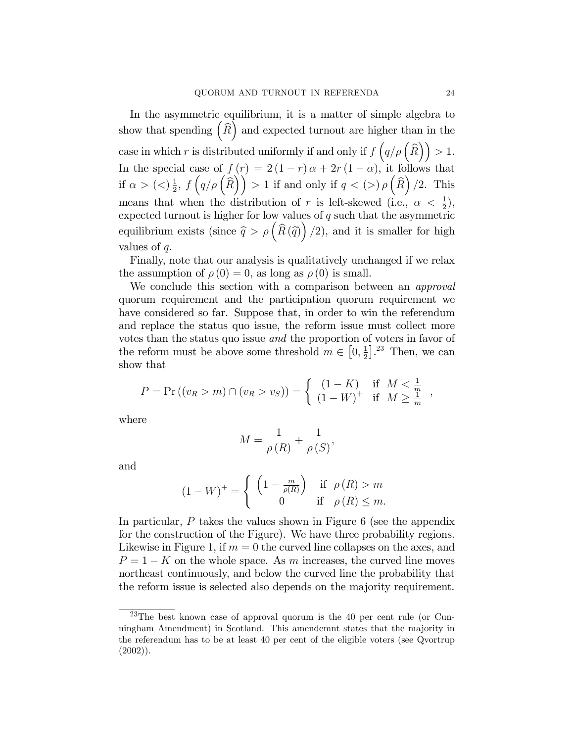In the asymmetric equilibrium, it is a matter of simple algebra to show that spending $\left(\widehat{R}\right)$ and expected turnout are higher than in the case in which $r$ is distributed uniformly if and only if $f\left(q/\rho\left(\widehat{R}\right)\right) > 1$. In the special case of $f(r) = 2(1-r)\alpha + 2r(1-\alpha)$, it follows that if $\alpha > (<) \frac{1}{2}$, $f\left(q/\rho\left(\widehat{R}\right)\right) > 1$ if and only if $q < (>) \rho\left(\widehat{R}\right)/2$. This means that when the distribution of $r$ is left-skewed (i.e., $\alpha < \frac{1}{2}$), expected turnout is higher for low values of $q$ such that the asymmetric equilibrium exists (since $\widehat{q} > \rho\left(\widehat{R}\left(\widehat{q}\right)\right)/2$), and it is smaller for high values of $q$.

Finally, note that our analysis is qualitatively unchanged if we relax the assumption of $\rho(0) = 0$, as long as $\rho(0)$ is small.

We conclude this section with a comparison between an *approval* quorum requirement and the participation quorum requirement we have considered so far. Suppose that, in order to win the referendum and replace the status quo issue, the reform issue must collect more votes than the status quo issue *and* the proportion of voters in favor of the reform must be above some threshold $m \in \left[0, \frac{1}{2}\right]$.[23] Then, we can show that

$$P = \Pr\left(\left(v_R > m\right) \cap \left(v_R > v_S\right)\right) = \begin{cases} (1-K) & \text{if } M < \frac{1}{m} \\ (1-W)^{+} & \text{if } M \geq \frac{1}{m} \end{cases},$$

where

$$M = \frac{1}{\rho(R)} + \frac{1}{\rho(S)},$$

and

$$(1-W)^{+} = \begin{cases} \left(1 - \frac{m}{\rho(R)}\right) & \text{if } \rho(R) > m \\ 0 & \text{if } \rho(R) \leq m. \end{cases}$$

In particular, $P$ takes the values shown in Figure 6 (see the appendix for the construction of the Figure). We have three probability regions. Likewise in Figure 1, if $m = 0$ the curved line collapses on the axes, and $P = 1 - K$ on the whole space. As $m$ increases, the curved line moves northeast continuously, and below the curved line the probability that the reform issue is selected also depends on the majority requirement.

[23]The best known case of approval quorum is the 40 per cent rule (or Cunningham Amendment) in Scotland. This amendemnt states that the majority in the referendum has to be at least 40 per cent of the eligible voters (see Qvortrup (2002)).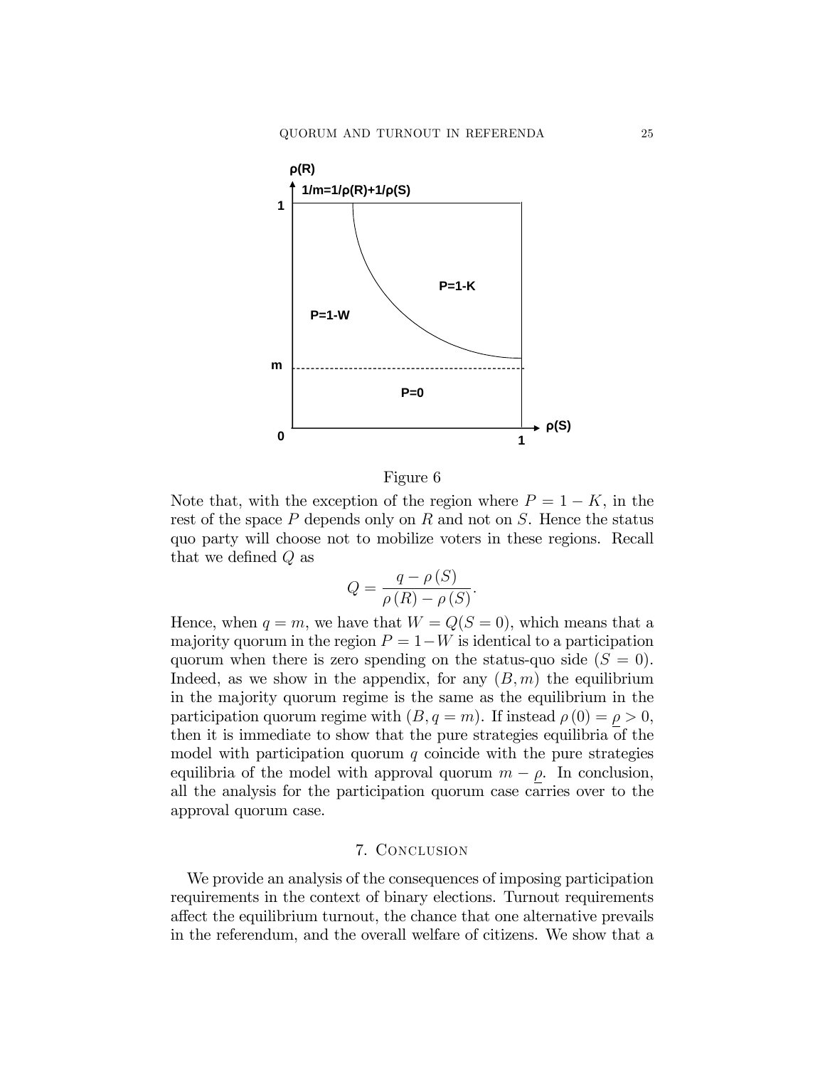ρ(R)

1/m=1/ρ(R)+1/ρ(S)

1

P=1-K

P=1-W

m

P=0

0

1

ρ(S)

Figure 6

Note that, with the exception of the region where $P = 1 - K$, in the rest of the space $P$ depends only on $R$ and not on $S$. Hence the status quo party will choose not to mobilize voters in these regions. Recall that we defined $Q$ as

$$Q = \frac{q - \rho(S)}{\rho(R) - \rho(S)}.$$

Hence, when $q = m$, we have that $W = Q(S = 0)$, which means that a majority quorum in the region $P = 1 - W$ is identical to a participation quorum when there is zero spending on the status-quo side ($S = 0$). Indeed, as we show in the appendix, for any $(B, m)$ the equilibrium in the majority quorum regime is the same as the equilibrium in the participation quorum regime with $(B, q = m)$. If instead $\rho(0) = \underline{\rho} > 0$, then it is immediate to show that the pure strategies equilibria of the model with participation quorum $q$ coincide with the pure strategies equilibria of the model with approval quorum $m - \underline{\rho}$. In conclusion, all the analysis for the participation quorum case carries over to the approval quorum case.

## 7. Conclusion

We provide an analysis of the consequences of imposing participation requirements in the context of binary elections. Turnout requirements affect the equilibrium turnout, the chance that one alternative prevails in the referendum, and the overall welfare of citizens. We show that a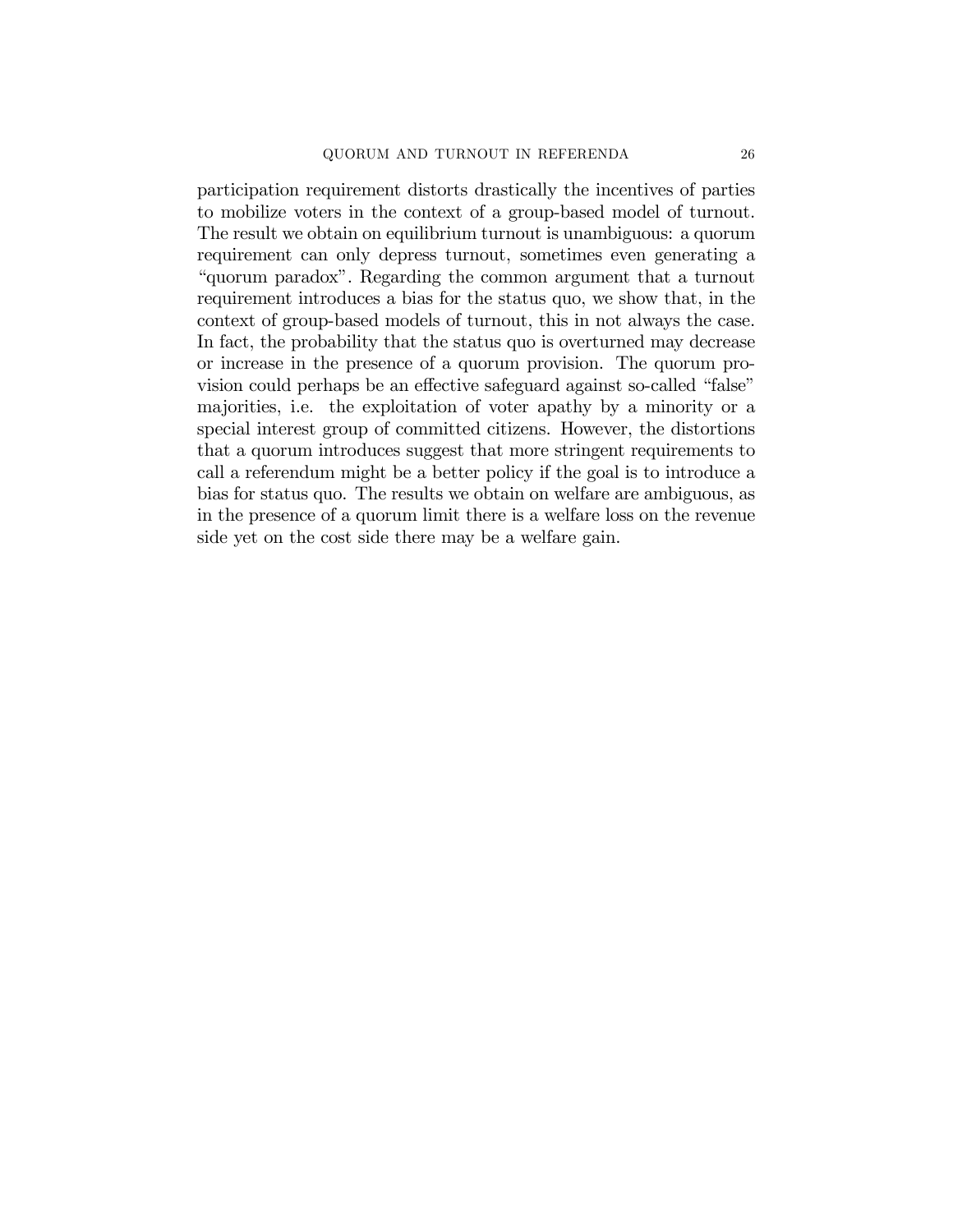participation requirement distorts drastically the incentives of parties to mobilize voters in the context of a group-based model of turnout. The result we obtain on equilibrium turnout is unambiguous: a quorum requirement can only depress turnout, sometimes even generating a "quorum paradox". Regarding the common argument that a turnout requirement introduces a bias for the status quo, we show that, in the context of group-based models of turnout, this in not always the case. In fact, the probability that the status quo is overturned may decrease or increase in the presence of a quorum provision. The quorum provision could perhaps be an effective safeguard against so-called "false" majorities, i.e. the exploitation of voter apathy by a minority or a special interest group of committed citizens. However, the distortions that a quorum introduces suggest that more stringent requirements to call a referendum might be a better policy if the goal is to introduce a bias for status quo. The results we obtain on welfare are ambiguous, as in the presence of a quorum limit there is a welfare loss on the revenue side yet on the cost side there may be a welfare gain.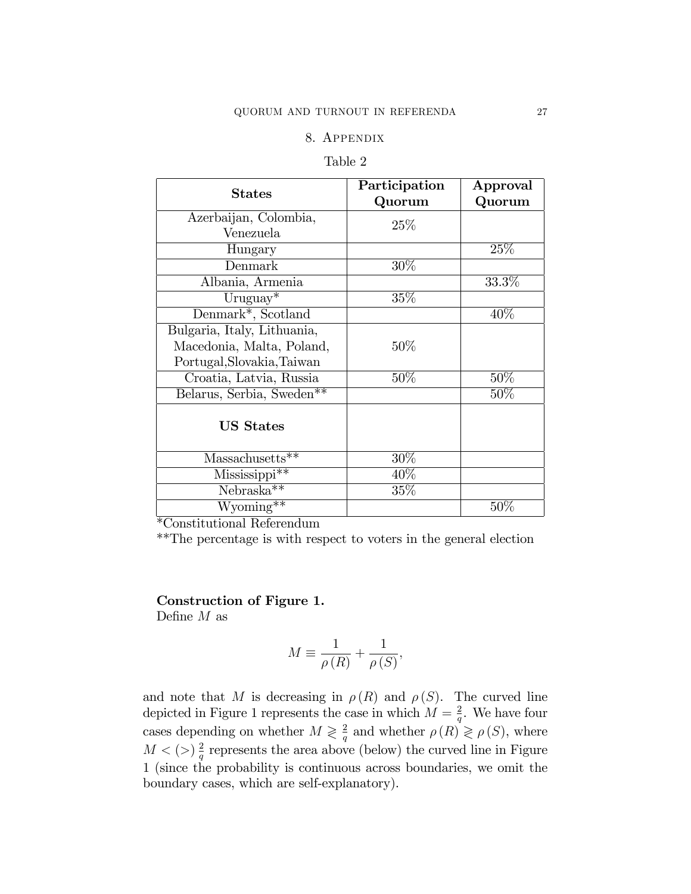## 8. Appendix

Table 2

| States | Participation Quorum | Approval Quorum |
|---|---|---|
| Azerbaijan, Colombia, Venezuela | 25% | |
| Hungary | | 25% |
| Denmark | 30% | |
| Albania, Armenia | | 33.3% |
| Uruguay* | 35% | |
| Denmark*, Scotland | | 40% |
| Bulgaria, Italy, Lithuania, Macedonia, Malta, Poland, Portugal,Slovakia,Taiwan | 50% | |
| Croatia, Latvia, Russia | 50% | 50% |
| Belarus, Serbia, Sweden** | | 50% |
| **US States** | | |
| Massachusetts** | 30% | |
| Mississippi** | 40% | |
| Nebraska** | 35% | |
| Wyoming** | | 50% |

*Constitutional Referendum

**The percentage is with respect to voters in the general election

**Construction of Figure 1.**
Define $M$ as

$$M \equiv \frac{1}{\rho(R)} + \frac{1}{\rho(S)},$$

and note that $M$ is decreasing in $\rho(R)$ and $\rho(S)$. The curved line depicted in Figure 1 represents the case in which $M = \frac{2}{q}$. We have four cases depending on whether $M \gtrless \frac{2}{q}$ and whether $\rho(R) \gtrless \rho(S)$, where $M < (>) \frac{2}{q}$ represents the area above (below) the curved line in Figure 1 (since the probability is continuous across boundaries, we omit the boundary cases, which are self-explanatory).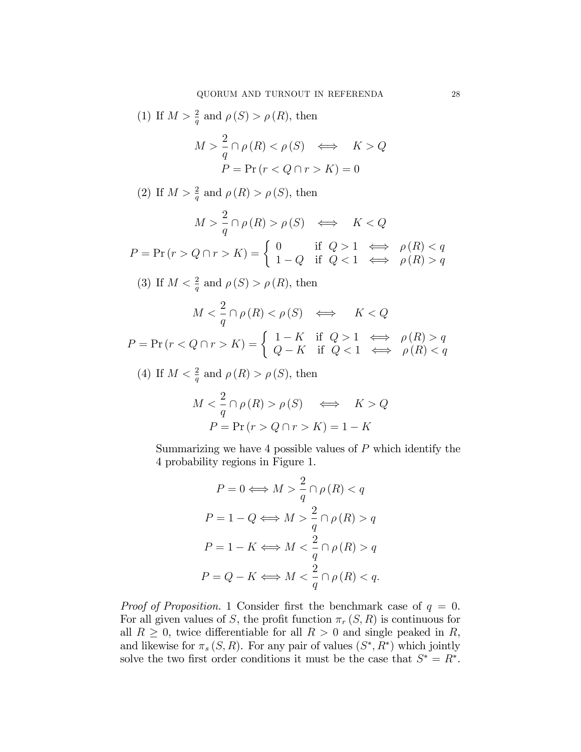(1) If $M > \frac{2}{q}$ and $\rho(S) > \rho(R)$, then

$$M > \frac{2}{q} \cap \rho(R) < \rho(S) \iff K > Q$$
$$P = \Pr(r < Q \cap r > K) = 0$$

(2) If $M > \frac{2}{q}$ and $\rho(R) > \rho(S)$, then

$$M > \frac{2}{q} \cap \rho(R) > \rho(S) \iff K < Q$$
$$P = \Pr(r > Q \cap r > K) = \begin{cases} 0 & \text{if } Q > 1 \iff \rho(R) < q \\ 1 - Q & \text{if } Q < 1 \iff \rho(R) > q \end{cases}$$

(3) If $M < \frac{2}{q}$ and $\rho(S) > \rho(R)$, then

$$M < \frac{2}{q} \cap \rho(R) < \rho(S) \iff K < Q$$
$$P = \Pr(r < Q \cap r > K) = \begin{cases} 1 - K & \text{if } Q > 1 \iff \rho(R) > q \\ Q - K & \text{if } Q < 1 \iff \rho(R) < q \end{cases}$$

(4) If $M < \frac{2}{q}$ and $\rho(R) > \rho(S)$, then

$$M < \frac{2}{q} \cap \rho(R) > \rho(S) \iff K > Q$$
$$P = \Pr(r > Q \cap r > K) = 1 - K$$

Summarizing we have 4 possible values of $P$ which identify the 4 probability regions in Figure 1.

$$P = 0 \iff M > \frac{2}{q} \cap \rho(R) < q$$
$$P = 1 - Q \iff M > \frac{2}{q} \cap \rho(R) > q$$
$$P = 1 - K \iff M < \frac{2}{q} \cap \rho(R) > q$$
$$P = Q - K \iff M < \frac{2}{q} \cap \rho(R) < q.$$

*Proof of Proposition.* 1 Consider first the benchmark case of $q = 0$. For all given values of $S$, the profit function $\pi_r(S, R)$ is continuous for all $R \geq 0$, twice differentiable for all $R > 0$ and single peaked in $R$, and likewise for $\pi_s(S, R)$. For any pair of values $(S^*, R^*)$ which jointly solve the two first order conditions it must be the case that $S^* = R^*$.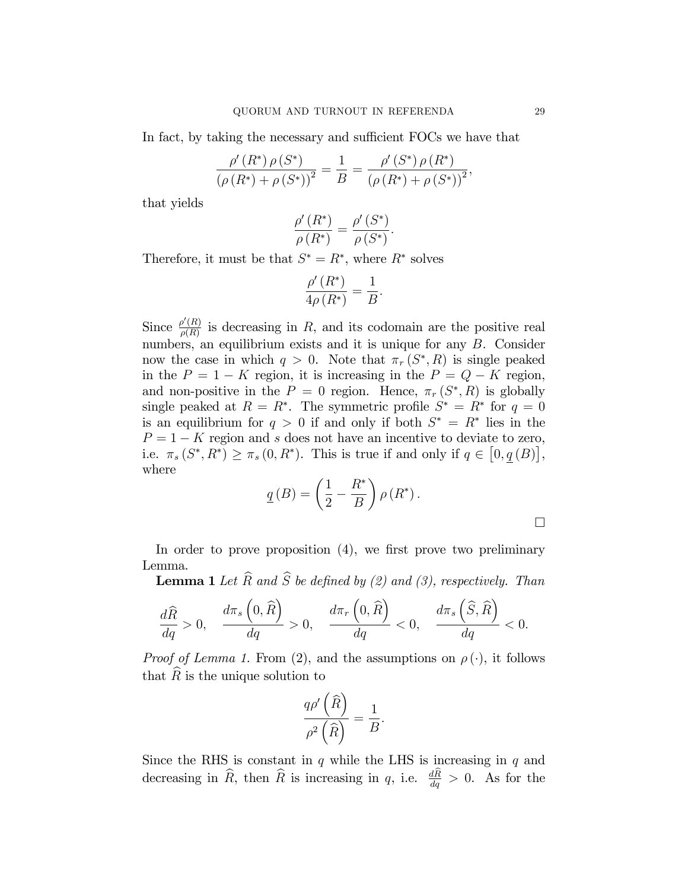In fact, by taking the necessary and sufficient FOCs we have that

$$\frac{\rho'(R^*)\,\rho(S^*)}{(\rho(R^*)+\rho(S^*))^2} = \frac{1}{B} = \frac{\rho'(S^*)\,\rho(R^*)}{(\rho(R^*)+\rho(S^*))^2},$$

that yields

$$\frac{\rho'(R^*)}{\rho(R^*)} = \frac{\rho'(S^*)}{\rho(S^*)}.$$

Therefore, it must be that $S^* = R^*$, where $R^*$ solves

$$\frac{\rho'(R^*)}{4\rho(R^*)} = \frac{1}{B}.$$

Since $\frac{\rho'(R)}{\rho(R)}$ is decreasing in $R$, and its codomain are the positive real numbers, an equilibrium exists and it is unique for any $B$. Consider now the case in which $q > 0$. Note that $\pi_r(S^*, R)$ is single peaked in the $P = 1 - K$ region, it is increasing in the $P = Q - K$ region, and non-positive in the $P = 0$ region. Hence, $\pi_r(S^*, R)$ is globally single peaked at $R = R^*$. The symmetric profile $S^* = R^*$ for $q = 0$ is an equilibrium for $q > 0$ if and only if both $S^* = R^*$ lies in the $P = 1 - K$ region and $s$ does not have an incentive to deviate to zero, i.e. $\pi_s(S^*, R^*) \geq \pi_s(0, R^*)$. This is true if and only if $q \in [0, \underline{q}(B)]$, where

$$\underline{q}(B) = \left(\frac{1}{2} - \frac{R^*}{B}\right)\rho(R^*).$$

□

In order to prove proposition (4), we first prove two preliminary Lemma.

**Lemma 1** *Let $\widehat{R}$ and $\widehat{S}$ be defined by (2) and (3), respectively. Than*

$$\frac{d\widehat{R}}{dq} > 0, \quad \frac{d\pi_s\left(0,\widehat{R}\right)}{dq} > 0, \quad \frac{d\pi_r\left(0,\widehat{R}\right)}{dq} < 0, \quad \frac{d\pi_s\left(\widehat{S},\widehat{R}\right)}{dq} < 0.$$

*Proof of Lemma 1.* From (2), and the assumptions on $\rho(\cdot)$, it follows that $\widehat{R}$ is the unique solution to

$$\frac{q\rho'\left(\widehat{R}\right)}{\rho^2\left(\widehat{R}\right)} = \frac{1}{B}.$$

Since the RHS is constant in $q$ while the LHS is increasing in $q$ and decreasing in $\widehat{R}$, then $\widehat{R}$ is increasing in $q$, i.e. $\frac{d\widehat{R}}{dq} > 0$. As for the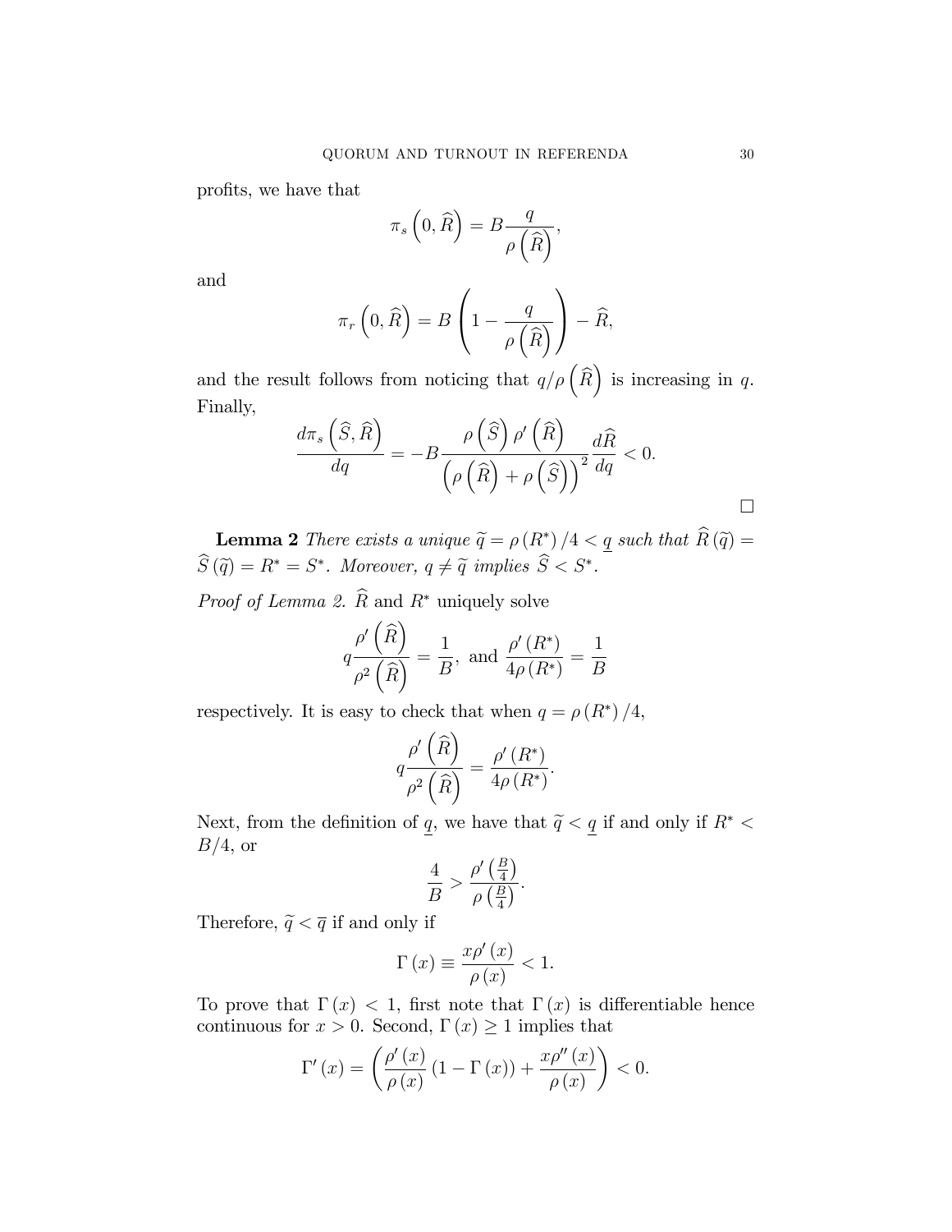profits, we have that

$$\pi_s\left(0,\widehat{R}\right)=B\frac{q}{\rho\left(\widehat{R}\right)},$$

and

$$\pi_r\left(0,\widehat{R}\right)=B\left(1-\frac{q}{\rho\left(\widehat{R}\right)}\right)-\widehat{R},$$

and the result follows from noticing that $q/\rho\left(\widehat{R}\right)$ is increasing in $q$. Finally,

$$\frac{d\pi_s\left(\widehat{S},\widehat{R}\right)}{dq}=-B\frac{\rho\left(\widehat{S}\right)\rho'\left(\widehat{R}\right)}{\left(\rho\left(\widehat{R}\right)+\rho\left(\widehat{S}\right)\right)^2}\frac{d\widehat{R}}{dq}<0.$$

□

**Lemma 2** *There exists a unique* $\widetilde{q}=\rho\left(R^*\right)/4<\underline{q}$ *such that* $\widehat{R}\left(\widetilde{q}\right)=\widehat{S}\left(\widetilde{q}\right)=R^*=S^*$*. Moreover,* $q\neq\widetilde{q}$ *implies* $\widehat{S}<S^*$*.*

*Proof of Lemma 2.* $\widehat{R}$ and $R^*$ uniquely solve

$$q\frac{\rho'\left(\widehat{R}\right)}{\rho^2\left(\widehat{R}\right)}=\frac{1}{B},\ \text{and}\ \frac{\rho'\left(R^*\right)}{4\rho\left(R^*\right)}=\frac{1}{B}$$

respectively. It is easy to check that when $q=\rho\left(R^*\right)/4$,

$$q\frac{\rho'\left(\widehat{R}\right)}{\rho^2\left(\widehat{R}\right)}=\frac{\rho'\left(R^*\right)}{4\rho\left(R^*\right)}.$$

Next, from the definition of $\underline{q}$, we have that $\widetilde{q}<\underline{q}$ if and only if $R^*<B/4$, or

$$\frac{4}{B}>\frac{\rho'\left(\frac{B}{4}\right)}{\rho\left(\frac{B}{4}\right)}.$$

Therefore, $\widetilde{q}<\overline{q}$ if and only if

$$\Gamma\left(x\right)\equiv\frac{x\rho'\left(x\right)}{\rho\left(x\right)}<1.$$

To prove that $\Gamma\left(x\right)<1$, first note that $\Gamma\left(x\right)$ is differentiable hence continuous for $x>0$. Second, $\Gamma\left(x\right)\geq 1$ implies that

$$\Gamma'\left(x\right)=\left(\frac{\rho'\left(x\right)}{\rho\left(x\right)}\left(1-\Gamma\left(x\right)\right)+\frac{x\rho''\left(x\right)}{\rho\left(x\right)}\right)<0.$$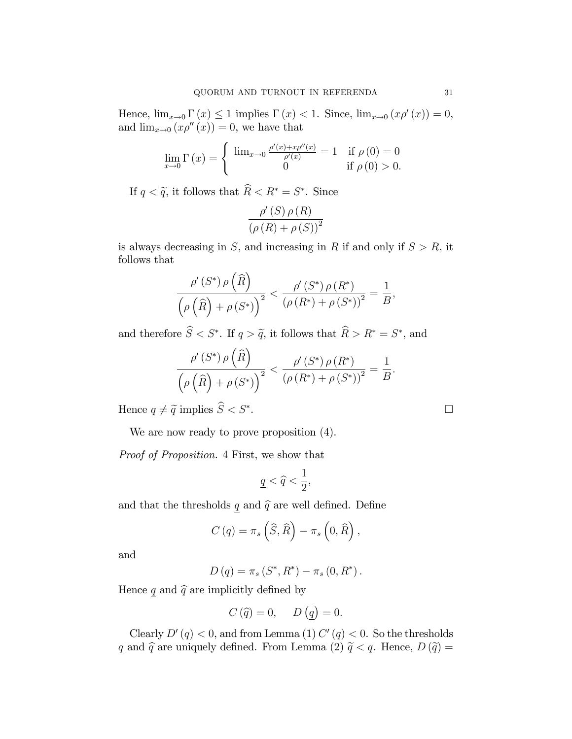Hence, $\lim_{x\to 0}\Gamma(x) \leq 1$ implies $\Gamma(x) < 1$. Since, $\lim_{x\to 0}(x\rho'(x)) = 0$, and $\lim_{x\to 0}(x\rho''(x)) = 0$, we have that

$$\lim_{x\to 0}\Gamma(x) = \begin{cases} \lim_{x\to 0}\frac{\rho'(x)+x\rho''(x)}{\rho'(x)} = 1 & \text{if } \rho(0) = 0 \\ 0 & \text{if } \rho(0) > 0. \end{cases}$$

If $q < \widetilde{q}$, it follows that $\widehat{R} < R^* = S^*$. Since

$$\frac{\rho'(S)\rho(R)}{(\rho(R)+\rho(S))^2}$$

is always decreasing in $S$, and increasing in $R$ if and only if $S > R$, it follows that

$$\frac{\rho'(S^*)\rho\left(\widehat{R}\right)}{\left(\rho\left(\widehat{R}\right)+\rho(S^*)\right)^2} < \frac{\rho'(S^*)\rho(R^*)}{(\rho(R^*)+\rho(S^*))^2} = \frac{1}{B},$$

and therefore $\widehat{S} < S^*$. If $q > \widetilde{q}$, it follows that $\widehat{R} > R^* = S^*$, and

$$\frac{\rho'(S^*)\rho\left(\widehat{R}\right)}{\left(\rho\left(\widehat{R}\right)+\rho(S^*)\right)^2} < \frac{\rho'(S^*)\rho(R^*)}{(\rho(R^*)+\rho(S^*))^2} = \frac{1}{B}.$$

Hence $q \neq \widetilde{q}$ implies $\widehat{S} < S^*$. □

We are now ready to prove proposition (4).

*Proof of Proposition.* 4 First, we show that

$$\underline{q} < \widehat{q} < \frac{1}{2},$$

and that the thresholds $\underline{q}$ and $\widehat{q}$ are well defined. Define

$$C(q) = \pi_s\left(\widehat{S},\widehat{R}\right) - \pi_s\left(0,\widehat{R}\right),$$

and

$$D(q) = \pi_s(S^*,R^*) - \pi_s(0,R^*).$$

Hence $\underline{q}$ and $\widehat{q}$ are implicitly defined by

$$C(\widehat{q}) = 0, \quad D\left(\underline{q}\right) = 0.$$

Clearly $D'(q) < 0$, and from Lemma (1) $C'(q) < 0$. So the thresholds $\underline{q}$ and $\widehat{q}$ are uniquely defined. From Lemma (2) $\widetilde{q} < \underline{q}$. Hence, $D(\widetilde{q}) =$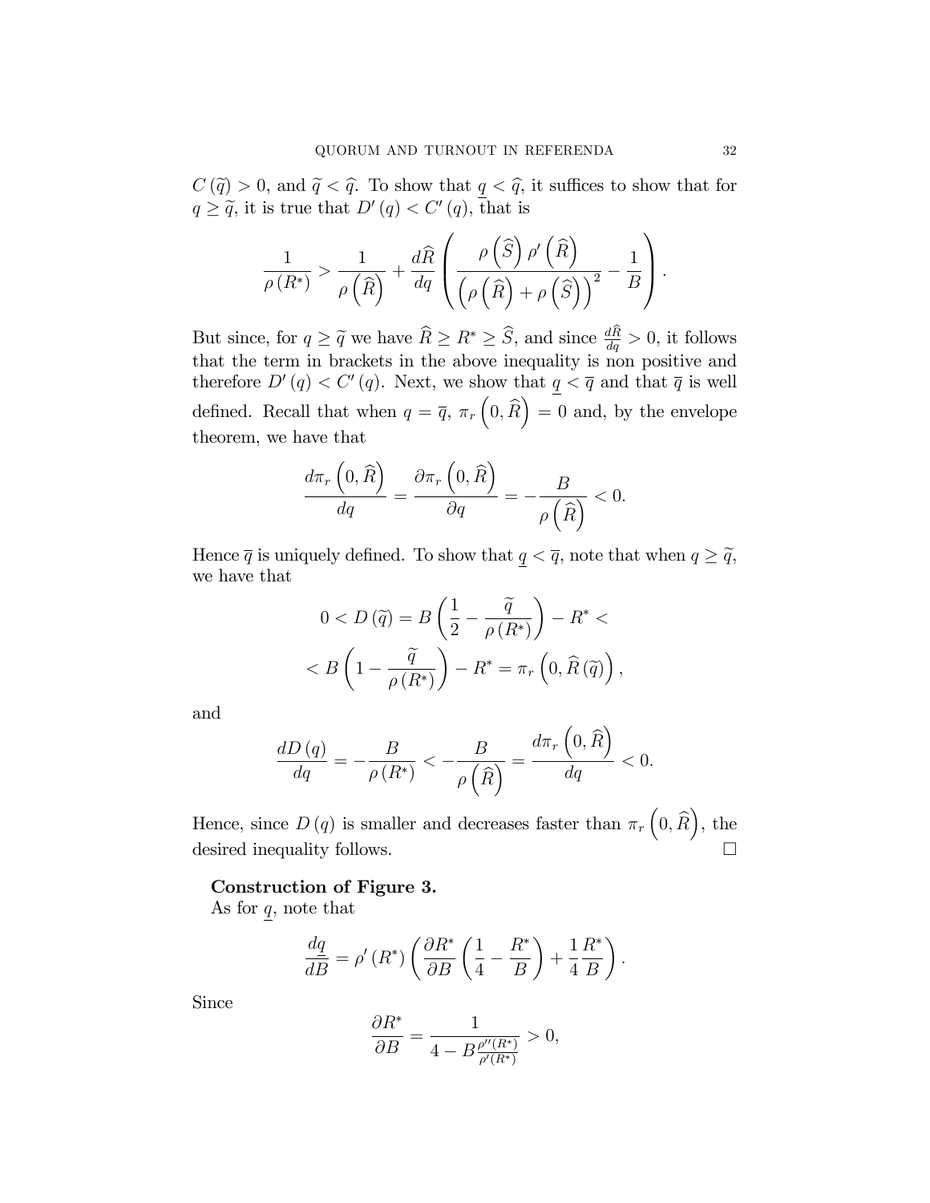$C(\widetilde{q}) > 0$, and $\widetilde{q} < \widehat{q}$. To show that $\underline{q} < \widehat{q}$, it suffices to show that for $q \geq \widetilde{q}$, it is true that $D'(q) < C'(q)$, that is

$$\frac{1}{\rho(R^*)} > \frac{1}{\rho\left(\widehat{R}\right)} + \frac{d\widehat{R}}{dq}\left(\frac{\rho\left(\widehat{S}\right)\rho'\left(\widehat{R}\right)}{\left(\rho\left(\widehat{R}\right)+\rho\left(\widehat{S}\right)\right)^2} - \frac{1}{B}\right).$$

But since, for $q \geq \widetilde{q}$ we have $\widehat{R} \geq R^* \geq \widehat{S}$, and since $\frac{d\widehat{R}}{dq} > 0$, it follows that the term in brackets in the above inequality is non positive and therefore $D'(q) < C'(q)$. Next, we show that $\underline{q} < \overline{q}$ and that $\overline{q}$ is well defined. Recall that when $q = \overline{q}$, $\pi_r\left(0, \widehat{R}\right) = 0$ and, by the envelope theorem, we have that

$$\frac{d\pi_r\left(0,\widehat{R}\right)}{dq} = \frac{\partial \pi_r\left(0,\widehat{R}\right)}{\partial q} = -\frac{B}{\rho\left(\widehat{R}\right)} < 0.$$

Hence $\overline{q}$ is uniquely defined. To show that $\underline{q} < \overline{q}$, note that when $q \geq \widetilde{q}$, we have that

$$0 < D(\widetilde{q}) = B\left(\frac{1}{2} - \frac{\widetilde{q}}{\rho(R^*)}\right) - R^* <$$
$$< B\left(1 - \frac{\widetilde{q}}{\rho(R^*)}\right) - R^* = \pi_r\left(0, \widehat{R}(\widetilde{q})\right),$$

and

$$\frac{dD(q)}{dq} = -\frac{B}{\rho(R^*)} < -\frac{B}{\rho\left(\widehat{R}\right)} = \frac{d\pi_r\left(0,\widehat{R}\right)}{dq} < 0.$$

Hence, since $D(q)$ is smaller and decreases faster than $\pi_r\left(0, \widehat{R}\right)$, the desired inequality follows. $\square$

**Construction of Figure 3.**

As for $\underline{q}$, note that

$$\frac{d\underline{q}}{dB} = \rho'(R^*)\left(\frac{\partial R^*}{\partial B}\left(\frac{1}{4} - \frac{R^*}{B}\right) + \frac{1}{4}\frac{R^*}{B}\right).$$

Since

$$\frac{\partial R^*}{\partial B} = \frac{1}{4 - B\frac{\rho''(R^*)}{\rho'(R^*)}} > 0,$$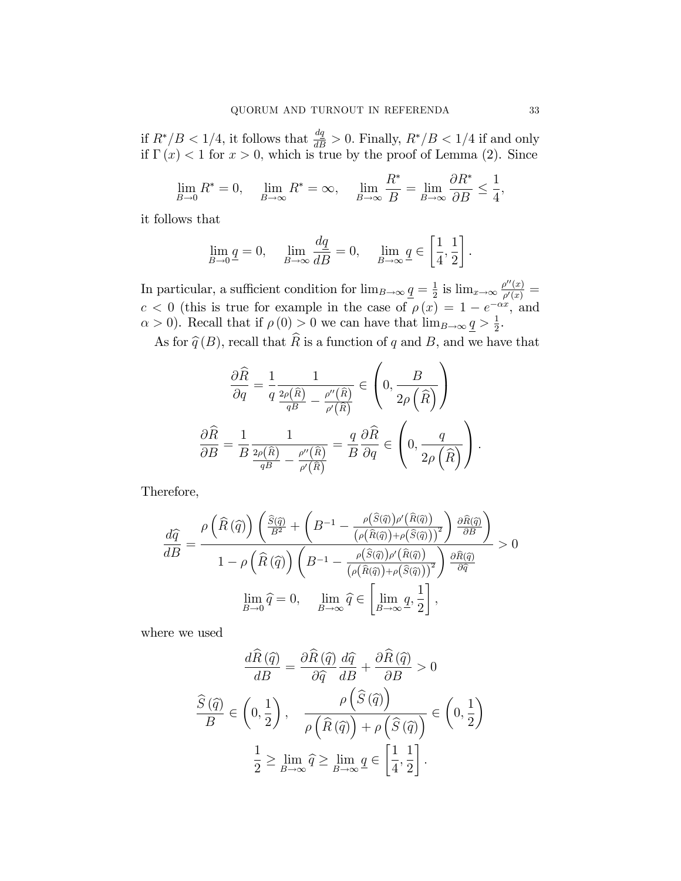if $R^*/B < 1/4$, it follows that $\frac{d\underline{q}}{dB} > 0$. Finally, $R^*/B < 1/4$ if and only if $\Gamma(x) < 1$ for $x > 0$, which is true by the proof of Lemma (2). Since

$$\lim_{B\to 0} R^* = 0, \quad \lim_{B\to\infty} R^* = \infty, \quad \lim_{B\to\infty} \frac{R^*}{B} = \lim_{B\to\infty} \frac{\partial R^*}{\partial B} \leq \frac{1}{4},$$

it follows that

$$\lim_{B\to 0} \underline{q} = 0, \quad \lim_{B\to\infty} \frac{d\underline{q}}{dB} = 0, \quad \lim_{B\to\infty} \underline{q} \in \left[\frac{1}{4}, \frac{1}{2}\right].$$

In particular, a sufficient condition for $\lim_{B\to\infty} \underline{q} = \frac{1}{2}$ is $\lim_{x\to\infty} \frac{\rho''(x)}{\rho'(x)} = c < 0$ (this is true for example in the case of $\rho(x) = 1 - e^{-\alpha x}$, and $\alpha > 0$). Recall that if $\rho(0) > 0$ we can have that $\lim_{B\to\infty} \underline{q} > \frac{1}{2}$.

As for $\widehat{q}(B)$, recall that $\widehat{R}$ is a function of $q$ and $B$, and we have that

$$\frac{\partial \widehat{R}}{\partial q} = \frac{1}{q} \frac{1}{\frac{2\rho(\widehat{R})}{qB} - \frac{\rho''(\widehat{R})}{\rho'(\widehat{R})}} \in \left(0, \frac{B}{2\rho\left(\widehat{R}\right)}\right)$$

$$\frac{\partial \widehat{R}}{\partial B} = \frac{1}{B} \frac{1}{\frac{2\rho(\widehat{R})}{qB} - \frac{\rho''(\widehat{R})}{\rho'(\widehat{R})}} = \frac{q}{B}\frac{\partial \widehat{R}}{\partial q} \in \left(0, \frac{q}{2\rho\left(\widehat{R}\right)}\right).$$

Therefore,

$$\frac{d\widehat{q}}{dB} = \frac{\rho\left(\widehat{R}(\widehat{q})\right)\left(\frac{\widehat{S}(\widehat{q})}{B^2} + \left(B^{-1} - \frac{\rho(\widehat{S}(\widehat{q}))\rho'(\widehat{R}(\widehat{q}))}{\left(\rho(\widehat{R}(\widehat{q})) + \rho(\widehat{S}(\widehat{q}))\right)^2}\right)\frac{\partial \widehat{R}(\widehat{q})}{\partial B}\right)}{1 - \rho\left(\widehat{R}(\widehat{q})\right)\left(B^{-1} - \frac{\rho(\widehat{S}(\widehat{q}))\rho'(\widehat{R}(\widehat{q}))}{\left(\rho(\widehat{R}(\widehat{q})) + \rho(\widehat{S}(\widehat{q}))\right)^2}\right)\frac{\partial \widehat{R}(\widehat{q})}{\partial \widehat{q}}} > 0$$

$$\lim_{B\to 0} \widehat{q} = 0, \quad \lim_{B\to\infty} \widehat{q} \in \left[\lim_{B\to\infty} \underline{q}, \frac{1}{2}\right],$$

where we used

$$\frac{d\widehat{R}(\widehat{q})}{dB} = \frac{\partial \widehat{R}(\widehat{q})}{\partial \widehat{q}}\frac{d\widehat{q}}{dB} + \frac{\partial \widehat{R}(\widehat{q})}{\partial B} > 0$$

$$\frac{\widehat{S}(\widehat{q})}{B} \in \left(0, \frac{1}{2}\right), \quad \frac{\rho\left(\widehat{S}(\widehat{q})\right)}{\rho\left(\widehat{R}(\widehat{q})\right) + \rho\left(\widehat{S}(\widehat{q})\right)} \in \left(0, \frac{1}{2}\right)$$

$$\frac{1}{2} \geq \lim_{B\to\infty} \widehat{q} \geq \lim_{B\to\infty} \underline{q} \in \left[\frac{1}{4}, \frac{1}{2}\right].$$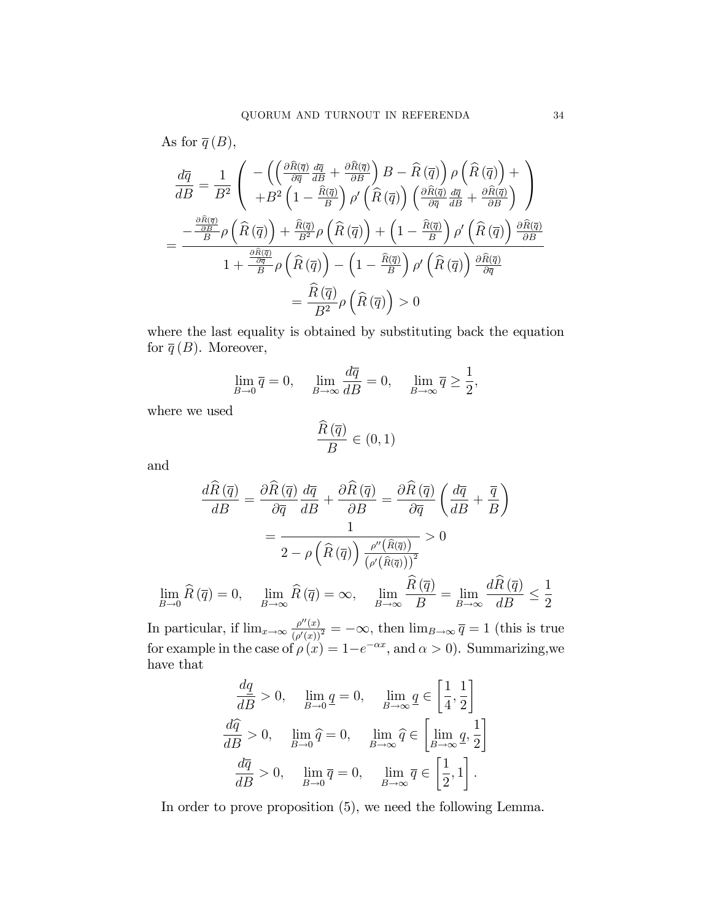As for $\overline{q}(B)$,

$$
\frac{d\overline{q}}{dB} = \frac{1}{B^2}\left(\begin{array}{c} -\left(\left(\frac{\partial \widehat{R}(\overline{q})}{\partial \overline{q}}\frac{d\overline{q}}{dB} + \frac{\partial \widehat{R}(\overline{q})}{\partial B}\right)B - \widehat{R}(\overline{q})\right)\rho\left(\widehat{R}(\overline{q})\right) + \\ +B^2\left(1-\frac{\widehat{R}(\overline{q})}{B}\right)\rho'\left(\widehat{R}(\overline{q})\right)\left(\frac{\partial \widehat{R}(\overline{q})}{\partial \overline{q}}\frac{d\overline{q}}{dB} + \frac{\partial \widehat{R}(\overline{q})}{\partial B}\right)\end{array}\right)
$$

$$
= \frac{-\frac{\frac{\partial \widehat{R}(\overline{q})}{\partial B}}{B}\rho\left(\widehat{R}(\overline{q})\right) + \frac{\widehat{R}(\overline{q})}{B^2}\rho\left(\widehat{R}(\overline{q})\right) + \left(1-\frac{\widehat{R}(\overline{q})}{B}\right)\rho'\left(\widehat{R}(\overline{q})\right)\frac{\partial \widehat{R}(\overline{q})}{\partial B}}{1 + \frac{\frac{\partial \widehat{R}(\overline{q})}{\partial \overline{q}}}{B}\rho\left(\widehat{R}(\overline{q})\right) - \left(1-\frac{\widehat{R}(\overline{q})}{B}\right)\rho'\left(\widehat{R}(\overline{q})\right)\frac{\partial \widehat{R}(\overline{q})}{\partial \overline{q}}}
$$

$$
= \frac{\widehat{R}(\overline{q})}{B^2}\rho\left(\widehat{R}(\overline{q})\right) > 0
$$

where the last equality is obtained by substituting back the equation for $\overline{q}(B)$. Moreover,

$$
\lim_{B\to 0}\overline{q} = 0, \quad \lim_{B\to\infty}\frac{d\overline{q}}{dB} = 0, \quad \lim_{B\to\infty}\overline{q} \geq \frac{1}{2},
$$

where we used

$$
\frac{\widehat{R}(\overline{q})}{B} \in (0,1)
$$

and

$$
\frac{d\widehat{R}(\overline{q})}{dB} = \frac{\partial \widehat{R}(\overline{q})}{\partial \overline{q}}\frac{d\overline{q}}{dB} + \frac{\partial \widehat{R}(\overline{q})}{\partial B} = \frac{\partial \widehat{R}(\overline{q})}{\partial \overline{q}}\left(\frac{d\overline{q}}{dB} + \frac{\overline{q}}{B}\right)
$$

$$
= \frac{1}{2 - \rho\left(\widehat{R}(\overline{q})\right)\frac{\rho''\left(\widehat{R}(\overline{q})\right)}{\left(\rho'\left(\widehat{R}(\overline{q})\right)\right)^2}} > 0
$$

$$
\lim_{B\to 0}\widehat{R}(\overline{q}) = 0, \quad \lim_{B\to\infty}\widehat{R}(\overline{q}) = \infty, \quad \lim_{B\to\infty}\frac{\widehat{R}(\overline{q})}{B} = \lim_{B\to\infty}\frac{d\widehat{R}(\overline{q})}{dB} \leq \frac{1}{2}
$$

In particular, if $\lim_{x\to\infty}\frac{\rho''(x)}{(\rho'(x))^2} = -\infty$, then $\lim_{B\to\infty}\overline{q} = 1$ (this is true for example in the case of $\rho(x) = 1-e^{-\alpha x}$, and $\alpha > 0$). Summarizing,we have that

$$
\frac{d\underline{q}}{dB} > 0, \quad \lim_{B\to 0}\underline{q} = 0, \quad \lim_{B\to\infty}\underline{q} \in \left[\frac{1}{4}, \frac{1}{2}\right]
$$

$$
\frac{d\widehat{q}}{dB} > 0, \quad \lim_{B\to 0}\widehat{q} = 0, \quad \lim_{B\to\infty}\widehat{q} \in \left[\lim_{B\to\infty}\underline{q}, \frac{1}{2}\right]
$$

$$
\frac{d\overline{q}}{dB} > 0, \quad \lim_{B\to 0}\overline{q} = 0, \quad \lim_{B\to\infty}\overline{q} \in \left[\frac{1}{2}, 1\right].
$$

In order to prove proposition (5), we need the following Lemma.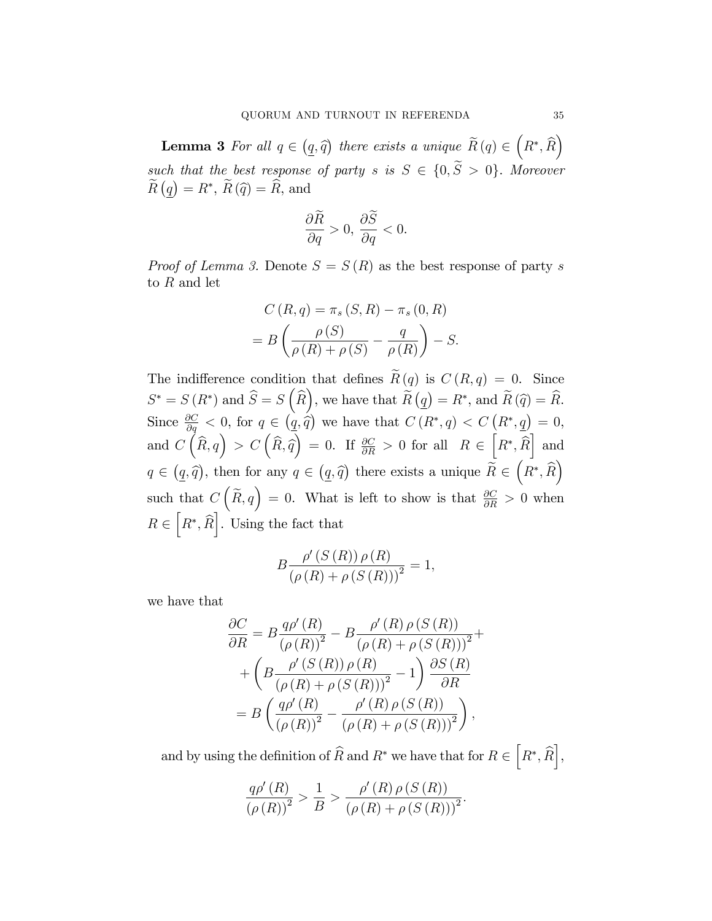**Lemma 3** *For all $q \in \left(\underline{q}, \widehat{q}\right)$ there exists a unique $\widetilde{R}(q) \in \left(R^*, \widehat{R}\right)$ such that the best response of party $s$ is $S \in \{0, \widetilde{S} > 0\}$. Moreover $\widetilde{R}\left(\underline{q}\right) = R^*$, $\widetilde{R}(\widehat{q}) = \widehat{R}$,* and

$$\frac{\partial \widetilde{R}}{\partial q} > 0,\ \frac{\partial \widetilde{S}}{\partial q} < 0.$$

*Proof of Lemma 3.* Denote $S = S(R)$ as the best response of party $s$ to $R$ and let

$$\begin{aligned} C(R, q) &= \pi_s(S, R) - \pi_s(0, R) \\ &= B\left(\frac{\rho(S)}{\rho(R) + \rho(S)} - \frac{q}{\rho(R)}\right) - S. \end{aligned}$$

The indifference condition that defines $\widetilde{R}(q)$ is $C(R, q) = 0$. Since $S^* = S(R^*)$ and $\widehat{S} = S\left(\widehat{R}\right)$, we have that $\widetilde{R}\left(\underline{q}\right) = R^*$, and $\widetilde{R}(\widehat{q}) = \widehat{R}$. Since $\frac{\partial C}{\partial q} < 0$, for $q \in \left(\underline{q}, \widehat{q}\right)$ we have that $C(R^*, q) < C\left(R^*, \underline{q}\right) = 0$, and $C\left(\widehat{R}, q\right) > C\left(\widehat{R}, \widehat{q}\right) = 0$. If $\frac{\partial C}{\partial R} > 0$ for all $R \in \left[R^*, \widehat{R}\right]$ and $q \in \left(\underline{q}, \widehat{q}\right)$, then for any $q \in \left(\underline{q}, \widehat{q}\right)$ there exists a unique $\widetilde{R} \in \left(R^*, \widehat{R}\right)$ such that $C\left(\widetilde{R}, q\right) = 0$. What is left to show is that $\frac{\partial C}{\partial R} > 0$ when $R \in \left[R^*, \widehat{R}\right]$. Using the fact that

$$B\frac{\rho'(S(R))\rho(R)}{(\rho(R) + \rho(S(R)))^2} = 1,$$

we have that

$$\begin{aligned} \frac{\partial C}{\partial R} &= B\frac{q\rho'(R)}{(\rho(R))^2} - B\frac{\rho'(R)\rho(S(R))}{(\rho(R) + \rho(S(R)))^2} + \\ &+ \left(B\frac{\rho'(S(R))\rho(R)}{(\rho(R) + \rho(S(R)))^2} - 1\right)\frac{\partial S(R)}{\partial R} \\ &= B\left(\frac{q\rho'(R)}{(\rho(R))^2} - \frac{\rho'(R)\rho(S(R))}{(\rho(R) + \rho(S(R)))^2}\right), \end{aligned}$$

and by using the definition of $\widehat{R}$ and $R^*$ we have that for $R \in \left[R^*, \widehat{R}\right]$,

$$\frac{q\rho'(R)}{(\rho(R))^2} > \frac{1}{B} > \frac{\rho'(R)\rho(S(R))}{(\rho(R) + \rho(S(R)))^2}.$$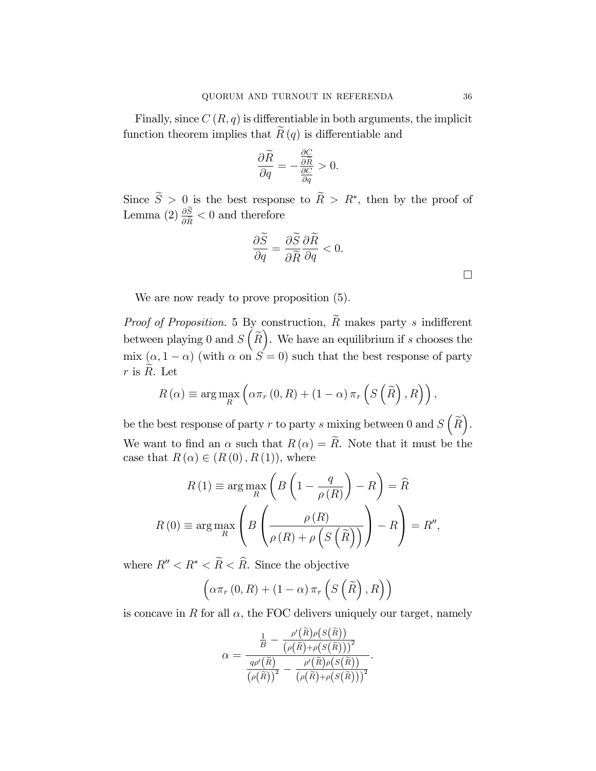Finally, since $C(R,q)$ is differentiable in both arguments, the implicit function theorem implies that $\widetilde{R}(q)$ is differentiable and

$$\frac{\partial \widetilde{R}}{\partial q} = -\frac{\frac{\partial C}{\partial \widetilde{R}}}{\frac{\partial C}{\partial q}} > 0.$$

Since $\widetilde{S} > 0$ is the best response to $\widetilde{R} > R^*$, then by the proof of Lemma (2) $\frac{\partial \widetilde{S}}{\partial \widetilde{R}} < 0$ and therefore

$$\frac{\partial \widetilde{S}}{\partial q} = \frac{\partial \widetilde{S}}{\partial \widetilde{R}} \frac{\partial \widetilde{R}}{\partial q} < 0.$$

□

We are now ready to prove proposition (5).

*Proof of Proposition.* 5 By construction, $\widetilde{R}$ makes party $s$ indifferent between playing 0 and $S\left(\widetilde{R}\right)$. We have an equilibrium if $s$ chooses the mix $(\alpha, 1-\alpha)$ (with $\alpha$ on $S=0$) such that the best response of party $r$ is $\widetilde{R}$. Let

$$R(\alpha) \equiv \arg\max_{R} \left(\alpha \pi_r(0,R) + (1-\alpha)\pi_r\left(S\left(\widetilde{R}\right), R\right)\right),$$

be the best response of party $r$ to party $s$ mixing between 0 and $S\left(\widetilde{R}\right)$. We want to find an $\alpha$ such that $R(\alpha) = \widetilde{R}$. Note that it must be the case that $R(\alpha) \in (R(0), R(1))$, where

$$R(1) \equiv \arg\max_{R} \left(B\left(1 - \frac{q}{\rho(R)}\right) - R\right) = \widehat{R}$$

$$R(0) \equiv \arg\max_{R} \left(B\left(\frac{\rho(R)}{\rho(R) + \rho\left(S\left(\widetilde{R}\right)\right)}\right) - R\right) = R'',$$

where $R'' < R^* < \widetilde{R} < \widehat{R}$. Since the objective

$$\left(\alpha \pi_r(0,R) + (1-\alpha)\pi_r\left(S\left(\widetilde{R}\right), R\right)\right)$$

is concave in $R$ for all $\alpha$, the FOC delivers uniquely our target, namely

$$\alpha = \frac{\frac{1}{B} - \frac{\rho'\left(\widetilde{R}\right)\rho\left(S\left(\widetilde{R}\right)\right)}{\left(\rho\left(\widetilde{R}\right)+\rho\left(S\left(\widetilde{R}\right)\right)\right)^2}}{\frac{q\rho'\left(\widetilde{R}\right)}{\left(\rho\left(\widetilde{R}\right)\right)^2} - \frac{\rho'\left(\widetilde{R}\right)\rho\left(S\left(\widetilde{R}\right)\right)}{\left(\rho\left(\widetilde{R}\right)+\rho\left(S\left(\widetilde{R}\right)\right)\right)^2}}.$$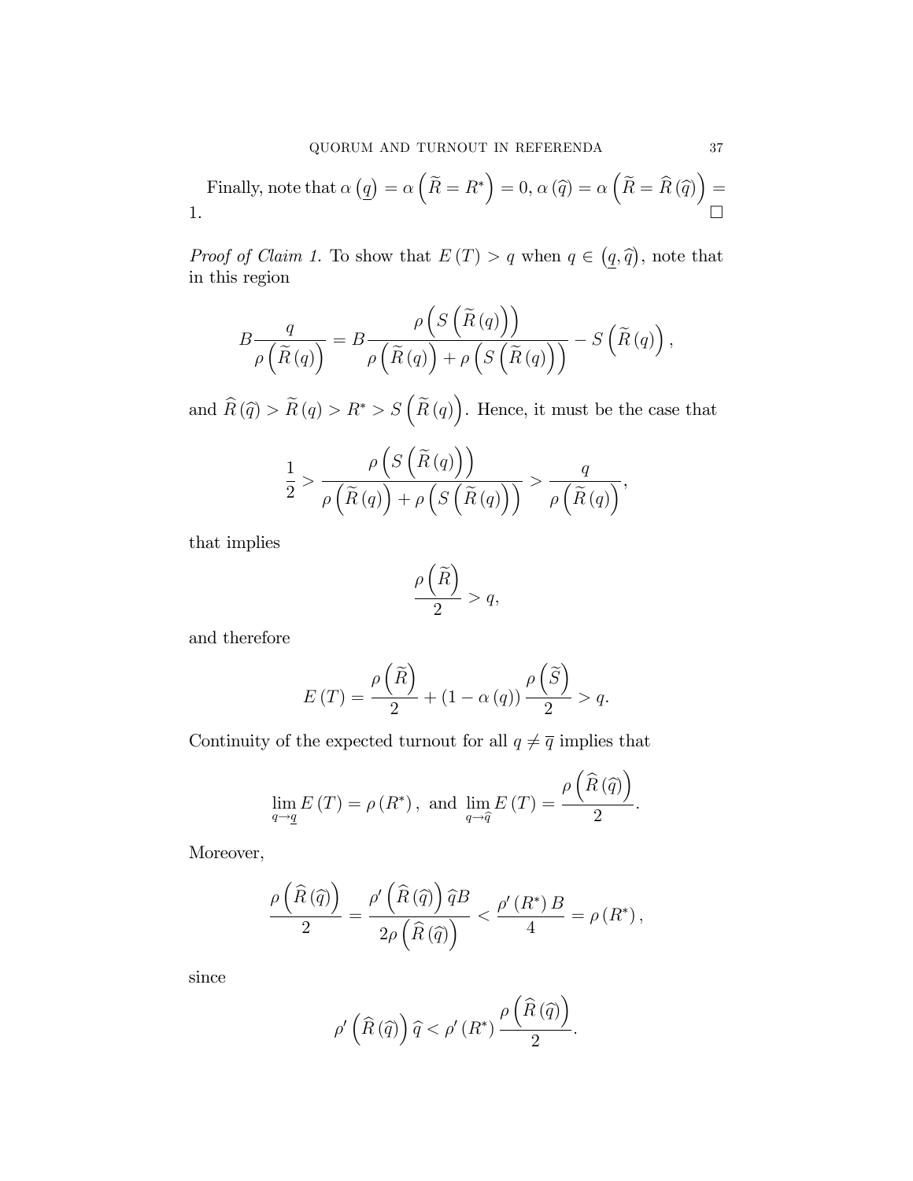Finally, note that $\alpha\left(\underline{q}\right)=\alpha\left(\widetilde{R}=R^{*}\right)=0$, $\alpha\left(\widehat{q}\right)=\alpha\left(\widetilde{R}=\widehat{R}\left(\widehat{q}\right)\right)=1$. $\square$

*Proof of Claim 1.* To show that $E\left(T\right)>q$ when $q\in\left(\underline{q},\widehat{q}\right)$, note that in this region

$$B\frac{q}{\rho\left(\widetilde{R}\left(q\right)\right)}=B\frac{\rho\left(S\left(\widetilde{R}\left(q\right)\right)\right)}{\rho\left(\widetilde{R}\left(q\right)\right)+\rho\left(S\left(\widetilde{R}\left(q\right)\right)\right)}-S\left(\widetilde{R}\left(q\right)\right),$$

and $\widehat{R}\left(\widehat{q}\right)>\widetilde{R}\left(q\right)>R^{*}>S\left(\widetilde{R}\left(q\right)\right)$. Hence, it must be the case that

$$\frac{1}{2}>\frac{\rho\left(S\left(\widetilde{R}\left(q\right)\right)\right)}{\rho\left(\widetilde{R}\left(q\right)\right)+\rho\left(S\left(\widetilde{R}\left(q\right)\right)\right)}>\frac{q}{\rho\left(\widetilde{R}\left(q\right)\right)},$$

that implies

$$\frac{\rho\left(\widetilde{R}\right)}{2}>q,$$

and therefore

$$E\left(T\right)=\frac{\rho\left(\widetilde{R}\right)}{2}+\left(1-\alpha\left(q\right)\right)\frac{\rho\left(\widetilde{S}\right)}{2}>q.$$

Continuity of the expected turnout for all $q\neq\overline{q}$ implies that

$$\lim_{q\to\underline{q}}E\left(T\right)=\rho\left(R^{*}\right),\text{ and }\lim_{q\to\widehat{q}}E\left(T\right)=\frac{\rho\left(\widehat{R}\left(\widehat{q}\right)\right)}{2}.$$

Moreover,

$$\frac{\rho\left(\widehat{R}\left(\widehat{q}\right)\right)}{2}=\frac{\rho'\left(\widehat{R}\left(\widehat{q}\right)\right)\widehat{q}B}{2\rho\left(\widehat{R}\left(\widehat{q}\right)\right)}<\frac{\rho'\left(R^{*}\right)B}{4}=\rho\left(R^{*}\right),$$

since

$$\rho'\left(\widehat{R}\left(\widehat{q}\right)\right)\widehat{q}<\rho'\left(R^{*}\right)\frac{\rho\left(\widehat{R}\left(\widehat{q}\right)\right)}{2}.$$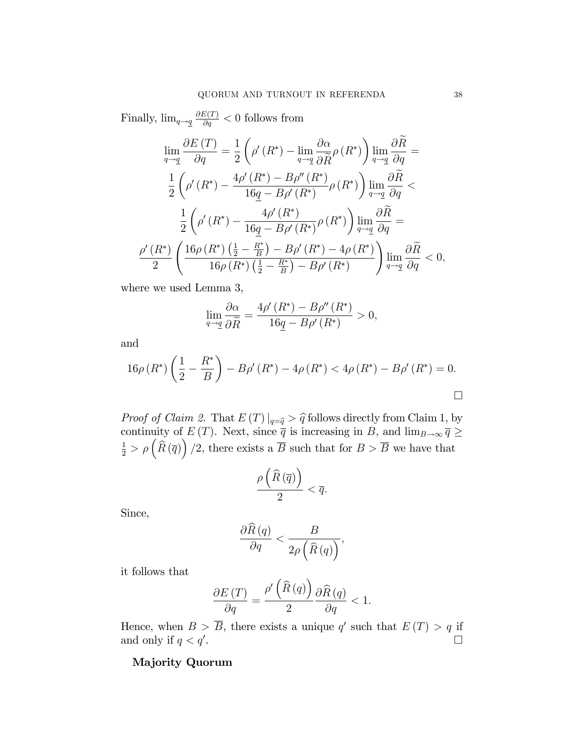Finally, $\lim_{q \to \underline{q}} \frac{\partial E(T)}{\partial q} < 0$ follows from

$$
\lim_{q \to \underline{q}} \frac{\partial E(T)}{\partial q} = \frac{1}{2} \left( \rho'(R^*) - \lim_{q \to \underline{q}} \frac{\partial \alpha}{\partial \widetilde{R}} \rho(R^*) \right) \lim_{q \to \underline{q}} \frac{\partial \widetilde{R}}{\partial q} =
$$

$$
\frac{1}{2} \left( \rho'(R^*) - \frac{4\rho'(R^*) - B\rho''(R^*)}{16\underline{q} - B\rho'(R^*)} \rho(R^*) \right) \lim_{q \to \underline{q}} \frac{\partial \widetilde{R}}{\partial q} <
$$

$$
\frac{1}{2} \left( \rho'(R^*) - \frac{4\rho'(R^*)}{16\underline{q} - B\rho'(R^*)} \rho(R^*) \right) \lim_{q \to \underline{q}} \frac{\partial \widetilde{R}}{\partial q} =
$$

$$
\frac{\rho'(R^*)}{2} \left( \frac{16\rho(R^*)\left(\frac{1}{2} - \frac{R^*}{B}\right) - B\rho'(R^*) - 4\rho(R^*)}{16\rho(R^*)\left(\frac{1}{2} - \frac{R^*}{B}\right) - B\rho'(R^*)} \right) \lim_{q \to \underline{q}} \frac{\partial \widetilde{R}}{\partial q} < 0,
$$

where we used Lemma 3,

$$
\lim_{q \to \underline{q}} \frac{\partial \alpha}{\partial \widetilde{R}} = \frac{4\rho'(R^*) - B\rho''(R^*)}{16\underline{q} - B\rho'(R^*)} > 0,
$$

and

$$
16\rho(R^*)\left(\frac{1}{2} - \frac{R^*}{B}\right) - B\rho'(R^*) - 4\rho(R^*) < 4\rho(R^*) - B\rho'(R^*) = 0.
$$

□

*Proof of Claim 2.* That $E(T)|_{q=\widehat{q}} > \widehat{q}$ follows directly from Claim 1, by continuity of $E(T)$. Next, since $\overline{q}$ is increasing in $B$, and $\lim_{B \to \infty} \overline{q} \geq \frac{1}{2} > \rho\left(\widehat{R}(\overline{q})\right)/2$, there exists a $\overline{B}$ such that for $B > \overline{B}$ we have that

$$
\frac{\rho\left(\widehat{R}(\overline{q})\right)}{2} < \overline{q}.
$$

Since,

$$
\frac{\partial \widehat{R}(q)}{\partial q} < \frac{B}{2\rho\left(\widehat{R}(q)\right)},
$$

it follows that

$$
\frac{\partial E(T)}{\partial q} = \frac{\rho'\left(\widehat{R}(q)\right)}{2} \frac{\partial \widehat{R}(q)}{\partial q} < 1.
$$

Hence, when $B > \overline{B}$, there exists a unique $q'$ such that $E(T) > q$ if and only if $q < q'$. □

**Majority Quorum**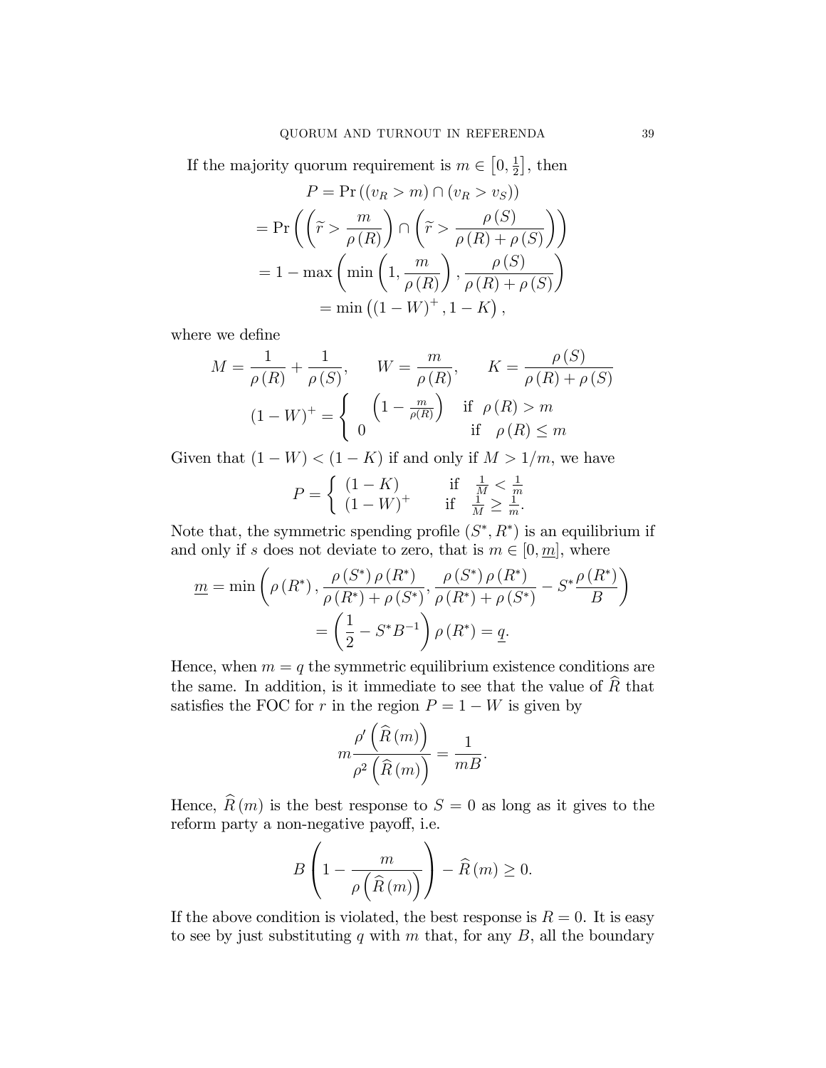If the majority quorum requirement is $m \in \left[0, \frac{1}{2}\right]$, then

$$
\begin{aligned}
P &= \Pr\left((v_R > m) \cap (v_R > v_S)\right) \\
&= \Pr\left(\left(\widetilde{r} > \frac{m}{\rho(R)}\right) \cap \left(\widetilde{r} > \frac{\rho(S)}{\rho(R) + \rho(S)}\right)\right) \\
&= 1 - \max\left(\min\left(1, \frac{m}{\rho(R)}\right), \frac{\rho(S)}{\rho(R) + \rho(S)}\right) \\
&= \min\left((1 - W)^{+}, 1 - K\right),
\end{aligned}
$$

where we define

$$
M = \frac{1}{\rho(R)} + \frac{1}{\rho(S)}, \qquad W = \frac{m}{\rho(R)}, \qquad K = \frac{\rho(S)}{\rho(R) + \rho(S)}
$$

$$
(1 - W)^{+} = \begin{cases} \left(1 - \frac{m}{\rho(R)}\right) & \text{if } \ \rho(R) > m \\ 0 & \text{if } \ \rho(R) \leq m \end{cases}
$$

Given that $(1 - W) < (1 - K)$ if and only if $M > 1/m$, we have

$$
P = \begin{cases} (1 - K) & \text{if } \ \frac{1}{M} < \frac{1}{m} \\ (1 - W)^{+} & \text{if } \ \frac{1}{M} \geq \frac{1}{m}. \end{cases}
$$

Note that, the symmetric spending profile $(S^*, R^*)$ is an equilibrium if and only if $s$ does not deviate to zero, that is $m \in [0, \underline{m}]$, where

$$
\begin{aligned}
\underline{m} &= \min\left(\rho(R^*), \frac{\rho(S^*)\rho(R^*)}{\rho(R^*) + \rho(S^*)}, \frac{\rho(S^*)\rho(R^*)}{\rho(R^*) + \rho(S^*)} - S^* \frac{\rho(R^*)}{B}\right) \\
&= \left(\frac{1}{2} - S^* B^{-1}\right)\rho(R^*) = \underline{q}.
\end{aligned}
$$

Hence, when $m = q$ the symmetric equilibrium existence conditions are the same. In addition, is it immediate to see that the value of $\widehat{R}$ that satisfies the FOC for $r$ in the region $P = 1 - W$ is given by

$$
m \frac{\rho'\left(\widehat{R}(m)\right)}{\rho^2\left(\widehat{R}(m)\right)} = \frac{1}{mB}.
$$

Hence, $\widehat{R}(m)$ is the best response to $S = 0$ as long as it gives to the reform party a non-negative payoff, i.e.

$$
B\left(1 - \frac{m}{\rho\left(\widehat{R}(m)\right)}\right) - \widehat{R}(m) \geq 0.
$$

If the above condition is violated, the best response is $R = 0$. It is easy to see by just substituting $q$ with $m$ that, for any $B$, all the boundary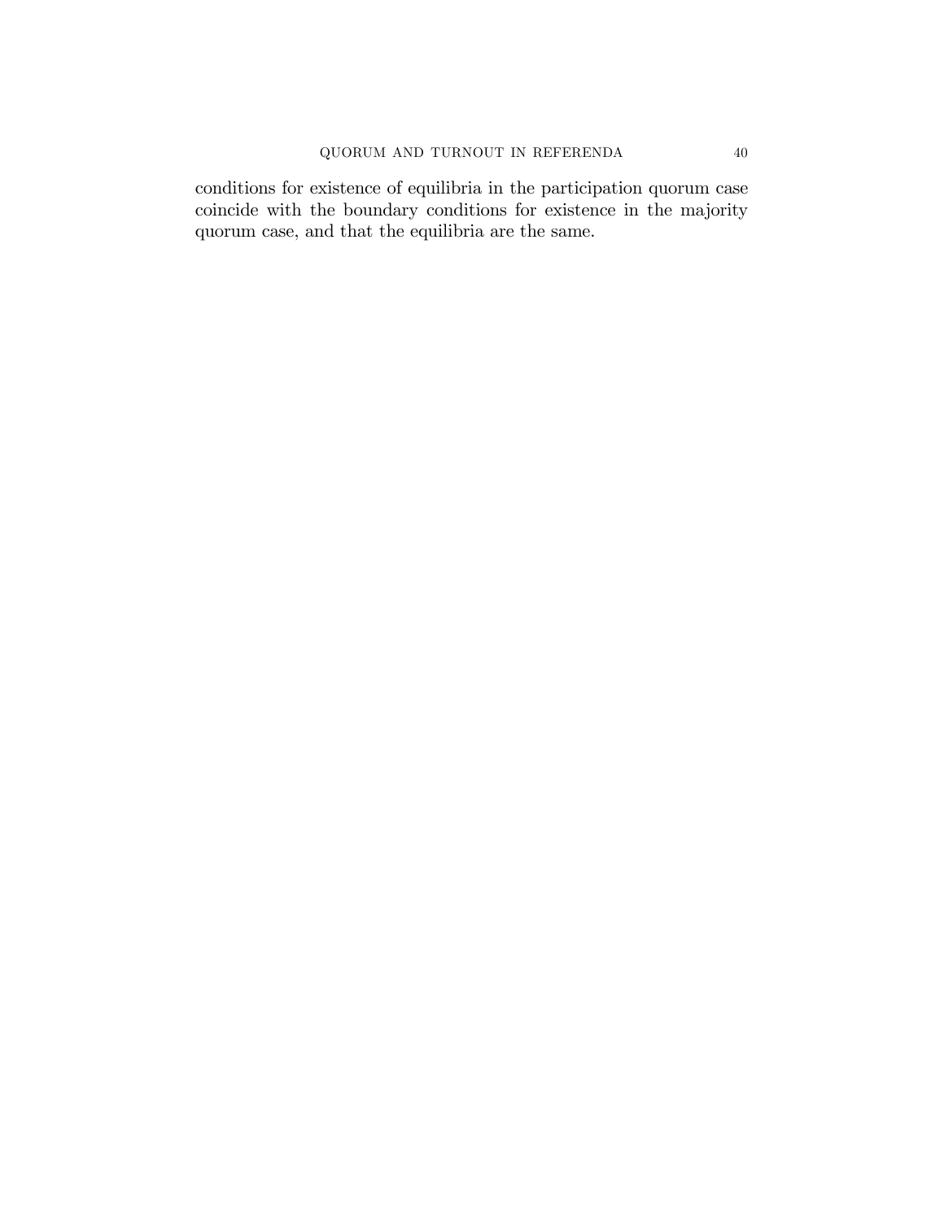conditions for existence of equilibria in the participation quorum case coincide with the boundary conditions for existence in the majority quorum case, and that the equilibria are the same.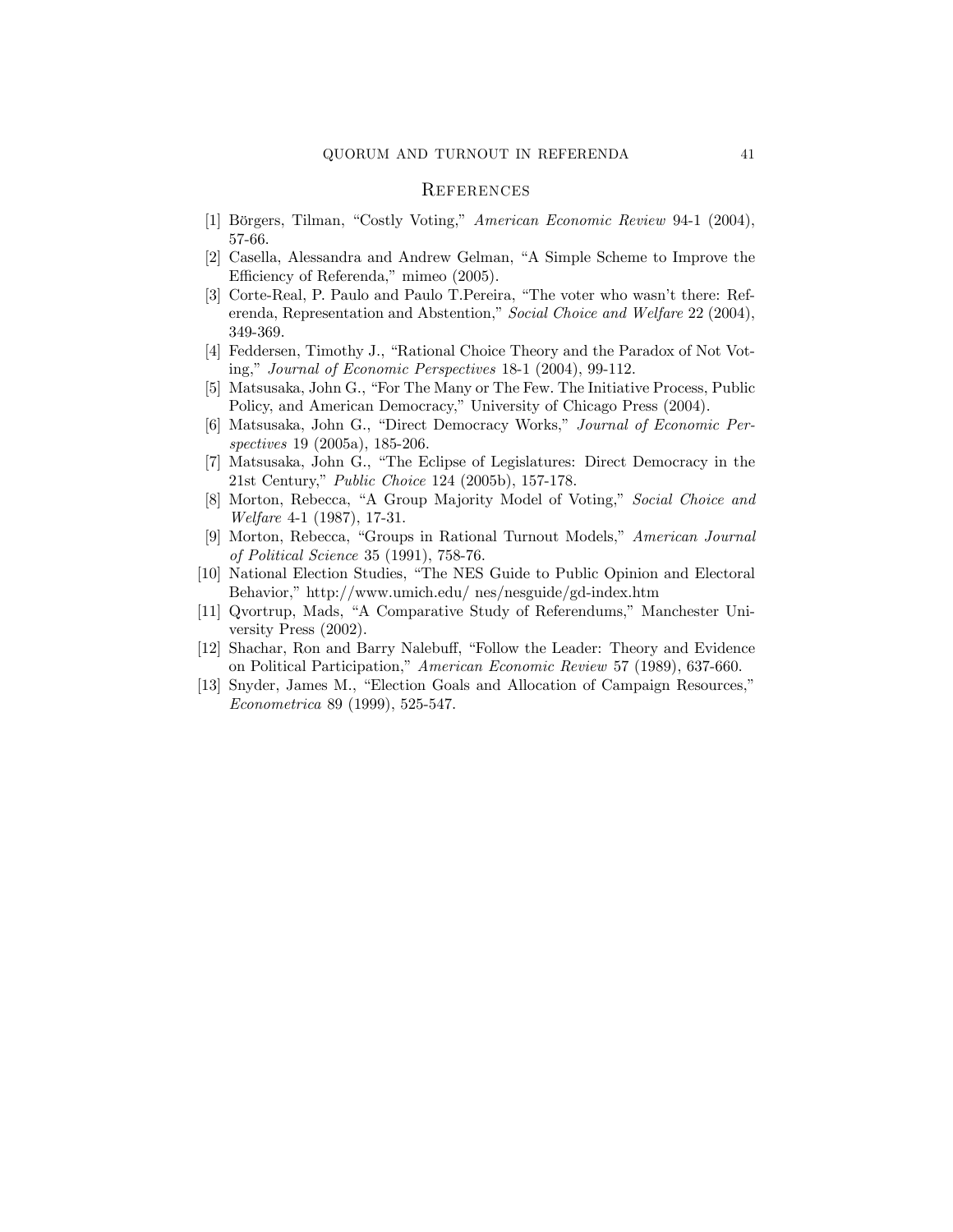## References

[1] Börgers, Tilman, "Costly Voting," *American Economic Review* 94-1 (2004), 57-66.

[2] Casella, Alessandra and Andrew Gelman, "A Simple Scheme to Improve the Efficiency of Referenda," mimeo (2005).

[3] Corte-Real, P. Paulo and Paulo T.Pereira, "The voter who wasn't there: Referenda, Representation and Abstention," *Social Choice and Welfare* 22 (2004), 349-369.

[4] Feddersen, Timothy J., "Rational Choice Theory and the Paradox of Not Voting," *Journal of Economic Perspectives* 18-1 (2004), 99-112.

[5] Matsusaka, John G., "For The Many or The Few. The Initiative Process, Public Policy, and American Democracy," University of Chicago Press (2004).

[6] Matsusaka, John G., "Direct Democracy Works," *Journal of Economic Perspectives* 19 (2005a), 185-206.

[7] Matsusaka, John G., "The Eclipse of Legislatures: Direct Democracy in the 21st Century," *Public Choice* 124 (2005b), 157-178.

[8] Morton, Rebecca, "A Group Majority Model of Voting," *Social Choice and Welfare* 4-1 (1987), 17-31.

[9] Morton, Rebecca, "Groups in Rational Turnout Models," *American Journal of Political Science* 35 (1991), 758-76.

[10] National Election Studies, "The NES Guide to Public Opinion and Electoral Behavior," http://www.umich.edu/ nes/nesguide/gd-index.htm

[11] Qvortrup, Mads, "A Comparative Study of Referendums," Manchester University Press (2002).

[12] Shachar, Ron and Barry Nalebuff, "Follow the Leader: Theory and Evidence on Political Participation," *American Economic Review* 57 (1989), 637-660.

[13] Snyder, James M., "Election Goals and Allocation of Campaign Resources," *Econometrica* 89 (1999), 525-547.